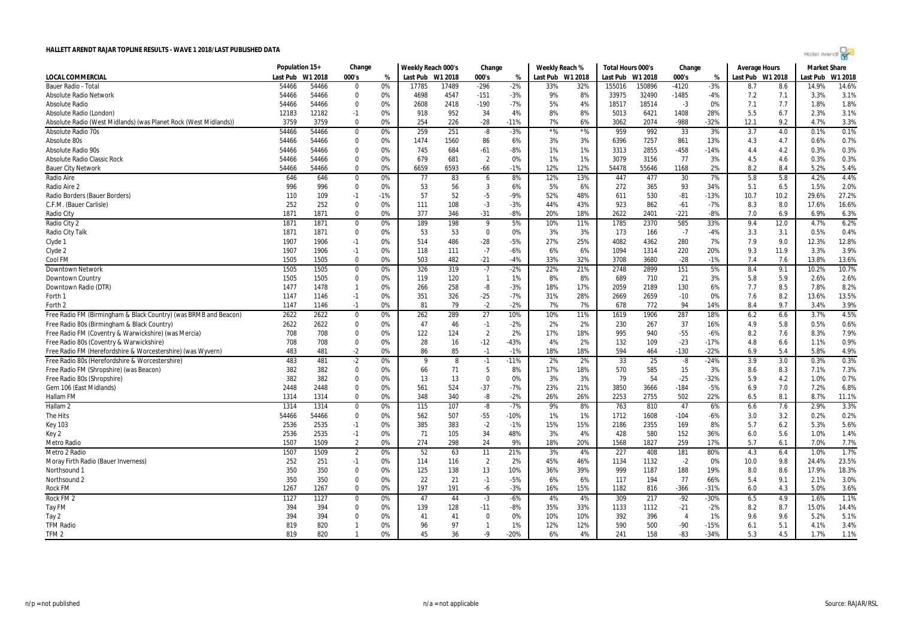# HALLETT ARENDT RAJAR TOPLINE RESULTS - WAVE 1 2018/LAST PUBLISHED DATA

| LOCAL COMMERCIAL | Population 15+ | | Change | | Weekly Reach 000's | | Change | | Weekly Reach % | | Total Hours 000's | | Change | | Average Hours | | Market Share | |
|---|---|---|---|---|---|---|---|---|---|---|---|---|---|---|---|---|---|---|
| | Last Pub | W1 2018 | 000's | % | Last Pub | W1 2018 | 000's | % | Last Pub | W1 2018 | Last Pub | W1 2018 | 000's | % | Last Pub | W1 2018 | Last Pub | W1 2018 |
| Bauer Radio - Total | 54466 | 54466 | 0 | 0% | 17785 | 17489 | -296 | -2% | 33% | 32% | 155016 | 150896 | -4120 | -3% | 8.7 | 8.6 | 14.9% | 14.6% |
| Absolute Radio Network | 54466 | 54466 | 0 | 0% | 4698 | 4547 | -151 | -3% | 9% | 8% | 33975 | 32490 | -1485 | -4% | 7.2 | 7.1 | 3.3% | 3.1% |
| Absolute Radio | 54466 | 54466 | 0 | 0% | 2608 | 2418 | -190 | -7% | 5% | 4% | 18517 | 18514 | -3 | 0% | 7.1 | 7.7 | 1.8% | 1.8% |
| Absolute Radio (London) | 12183 | 12182 | -1 | 0% | 918 | 952 | 34 | 4% | 8% | 8% | 5013 | 6421 | 1408 | 28% | 5.5 | 6.7 | 2.3% | 3.1% |
| Absolute Radio (West Midlands) (was Planet Rock (West Midlands)) | 3759 | 3759 | 0 | 0% | 254 | 226 | -28 | -11% | 7% | 6% | 3062 | 2074 | -988 | -32% | 12.1 | 9.2 | 4.7% | 3.3% |
| Absolute Radio 70s | 54466 | 54466 | 0 | 0% | 259 | 251 | -8 | -3% | *% | *% | 959 | 992 | 33 | 3% | 3.7 | 4.0 | 0.1% | 0.1% |
| Absolute 80s | 54466 | 54466 | 0 | 0% | 1474 | 1560 | 86 | 6% | 3% | 3% | 6396 | 7257 | 861 | 13% | 4.3 | 4.7 | 0.6% | 0.7% |
| Absolute Radio 90s | 54466 | 54466 | 0 | 0% | 745 | 684 | -61 | -8% | 1% | 1% | 3313 | 2855 | -458 | -14% | 4.4 | 4.2 | 0.3% | 0.3% |
| Absolute Radio Classic Rock | 54466 | 54466 | 0 | 0% | 679 | 681 | 2 | 0% | 1% | 1% | 3079 | 3156 | 77 | 3% | 4.5 | 4.6 | 0.3% | 0.3% |
| Bauer City Network | 54466 | 54466 | 0 | 0% | 6659 | 6593 | -66 | -1% | 12% | 12% | 54478 | 55646 | 1168 | 2% | 8.2 | 8.4 | 5.2% | 5.4% |
| Radio Aire | 646 | 646 | 0 | 0% | 77 | 83 | 6 | 8% | 12% | 13% | 447 | 477 | 30 | 7% | 5.8 | 5.8 | 4.2% | 4.4% |
| Radio Aire 2 | 996 | 996 | 0 | 0% | 53 | 56 | 3 | 6% | 5% | 6% | 272 | 365 | 93 | 34% | 5.1 | 6.5 | 1.5% | 2.0% |
| Radio Borders (Bauer Borders) | 110 | 109 | -1 | -1% | 57 | 52 | -5 | -9% | 52% | 48% | 611 | 530 | -81 | -13% | 10.7 | 10.2 | 29.6% | 27.2% |
| C.F.M. (Bauer Carlisle) | 252 | 252 | 0 | 0% | 111 | 108 | -3 | -3% | 44% | 43% | 923 | 862 | -61 | -7% | 8.3 | 8.0 | 17.6% | 16.6% |
| Radio City | 1871 | 1871 | 0 | 0% | 377 | 346 | -31 | -8% | 20% | 18% | 2622 | 2401 | -221 | -8% | 7.0 | 6.9 | 6.9% | 6.3% |
| Radio City 2 | 1871 | 1871 | 0 | 0% | 189 | 198 | 9 | 5% | 10% | 11% | 1785 | 2370 | 585 | 33% | 9.4 | 12.0 | 4.7% | 6.2% |
| Radio City Talk | 1871 | 1871 | 0 | 0% | 53 | 53 | 0 | 0% | 3% | 3% | 173 | 166 | -7 | -4% | 3.3 | 3.1 | 0.5% | 0.4% |
| Clyde 1 | 1907 | 1906 | -1 | 0% | 514 | 486 | -28 | -5% | 27% | 25% | 4082 | 4362 | 280 | 7% | 7.9 | 9.0 | 12.3% | 12.8% |
| Clyde 2 | 1907 | 1906 | -1 | 0% | 118 | 111 | -7 | -6% | 6% | 6% | 1094 | 1314 | 220 | 20% | 9.3 | 11.9 | 3.3% | 3.9% |
| Cool FM | 1505 | 1505 | 0 | 0% | 503 | 482 | -21 | -4% | 33% | 32% | 3708 | 3680 | -28 | -1% | 7.4 | 7.6 | 13.8% | 13.6% |
| Downtown Network | 1505 | 1505 | 0 | 0% | 326 | 319 | -7 | -2% | 22% | 21% | 2748 | 2899 | 151 | 5% | 8.4 | 9.1 | 10.2% | 10.7% |
| Downtown Country | 1505 | 1505 | 0 | 0% | 119 | 120 | 1 | 1% | 8% | 8% | 689 | 710 | 21 | 3% | 5.8 | 5.9 | 2.6% | 2.6% |
| Downtown Radio (DTR) | 1477 | 1478 | 1 | 0% | 266 | 258 | -8 | -3% | 18% | 17% | 2059 | 2189 | 130 | 6% | 7.7 | 8.5 | 7.8% | 8.2% |
| Forth 1 | 1147 | 1146 | -1 | 0% | 351 | 326 | -25 | -7% | 31% | 28% | 2669 | 2659 | -10 | 0% | 7.6 | 8.2 | 13.6% | 13.5% |
| Forth 2 | 1147 | 1146 | -1 | 0% | 81 | 79 | -2 | -2% | 7% | 7% | 678 | 772 | 94 | 14% | 8.4 | 9.7 | 3.4% | 3.9% |
| Free Radio FM (Birmingham & Black Country) (was BRMB and Beacon) | 2622 | 2622 | 0 | 0% | 262 | 289 | 27 | 10% | 10% | 11% | 1619 | 1906 | 287 | 18% | 6.2 | 6.6 | 3.7% | 4.5% |
| Free Radio 80s (Birmingham & Black Country) | 2622 | 2622 | 0 | 0% | 47 | 46 | -1 | -2% | 2% | 2% | 230 | 267 | 37 | 16% | 4.9 | 5.8 | 0.5% | 0.6% |
| Free Radio FM (Coventry & Warwickshire) (was Mercia) | 708 | 708 | 0 | 0% | 122 | 124 | 2 | 2% | 17% | 18% | 995 | 940 | -55 | -6% | 8.2 | 7.6 | 8.3% | 7.9% |
| Free Radio 80s (Coventry & Warwickshire) | 708 | 708 | 0 | 0% | 28 | 16 | -12 | -43% | 4% | 2% | 132 | 109 | -23 | -17% | 4.8 | 6.6 | 1.1% | 0.9% |
| Free Radio FM (Herefordshire & Worcestershire) (was Wyvern) | 483 | 481 | -2 | 0% | 86 | 85 | -1 | -1% | 18% | 18% | 594 | 464 | -130 | -22% | 6.9 | 5.4 | 5.8% | 4.9% |
| Free Radio 80s (Herefordshire & Worcestershire) | 483 | 481 | -2 | 0% | 9 | 8 | -1 | -11% | 2% | 2% | 33 | 25 | -8 | -24% | 3.9 | 3.0 | 0.3% | 0.3% |
| Free Radio FM (Shropshire) (was Beacon) | 382 | 382 | 0 | 0% | 66 | 71 | 5 | 8% | 17% | 18% | 570 | 585 | 15 | 3% | 8.6 | 8.3 | 7.1% | 7.3% |
| Free Radio 80s (Shropshire) | 382 | 382 | 0 | 0% | 13 | 13 | 0 | 0% | 3% | 3% | 79 | 54 | -25 | -32% | 5.9 | 4.2 | 1.0% | 0.7% |
| Gem 106 (East Midlands) | 2448 | 2448 | 0 | 0% | 561 | 524 | -37 | -7% | 23% | 21% | 3850 | 3666 | -184 | -5% | 6.9 | 7.0 | 7.2% | 6.8% |
| Hallam FM | 1314 | 1314 | 0 | 0% | 348 | 340 | -8 | -2% | 26% | 26% | 2253 | 2755 | 502 | 22% | 6.5 | 8.1 | 8.7% | 11.1% |
| Hallam 2 | 1314 | 1314 | 0 | 0% | 115 | 107 | -8 | -7% | 9% | 8% | 763 | 810 | 47 | 6% | 6.6 | 7.6 | 2.9% | 3.3% |
| The Hits | 54466 | 54466 | 0 | 0% | 562 | 507 | -55 | -10% | 1% | 1% | 1712 | 1608 | -104 | -6% | 3.0 | 3.2 | 0.2% | 0.2% |
| Key 103 | 2536 | 2535 | -1 | 0% | 385 | 383 | -2 | -1% | 15% | 15% | 2186 | 2355 | 169 | 8% | 5.7 | 6.2 | 5.3% | 5.6% |
| Key 2 | 2536 | 2535 | -1 | 0% | 71 | 105 | 34 | 48% | 3% | 4% | 428 | 580 | 152 | 36% | 6.0 | 5.6 | 1.0% | 1.4% |
| Metro Radio | 1507 | 1509 | 2 | 0% | 274 | 298 | 24 | 9% | 18% | 20% | 1568 | 1827 | 259 | 17% | 5.7 | 6.1 | 7.0% | 7.7% |
| Metro 2 Radio | 1507 | 1509 | 2 | 0% | 52 | 63 | 11 | 21% | 3% | 4% | 227 | 408 | 181 | 80% | 4.3 | 6.4 | 1.0% | 1.7% |
| Moray Firth Radio (Bauer Inverness) | 252 | 251 | -1 | 0% | 114 | 116 | 2 | 2% | 45% | 46% | 1134 | 1132 | -2 | 0% | 10.0 | 9.8 | 24.4% | 23.5% |
| Northsound 1 | 350 | 350 | 0 | 0% | 125 | 138 | 13 | 10% | 36% | 39% | 999 | 1187 | 188 | 19% | 8.0 | 8.6 | 17.9% | 18.3% |
| Northsound 2 | 350 | 350 | 0 | 0% | 22 | 21 | -1 | -5% | 6% | 6% | 117 | 194 | 77 | 66% | 5.4 | 9.1 | 2.1% | 3.0% |
| Rock FM | 1267 | 1267 | 0 | 0% | 197 | 191 | -6 | -3% | 16% | 15% | 1182 | 816 | -366 | -31% | 6.0 | 4.3 | 5.0% | 3.6% |
| Rock FM 2 | 1127 | 1127 | 0 | 0% | 47 | 44 | -3 | -6% | 4% | 4% | 309 | 217 | -92 | -30% | 6.5 | 4.9 | 1.6% | 1.1% |
| Tay FM | 394 | 394 | 0 | 0% | 139 | 128 | -11 | -8% | 35% | 33% | 1133 | 1112 | -21 | -2% | 8.2 | 8.7 | 15.0% | 14.4% |
| Tay 2 | 394 | 394 | 0 | 0% | 41 | 41 | 0 | 0% | 10% | 10% | 392 | 396 | 4 | 1% | 9.6 | 9.6 | 5.2% | 5.1% |
| TFM Radio | 819 | 820 | 1 | 0% | 96 | 97 | 1 | 1% | 12% | 12% | 590 | 500 | -90 | -15% | 6.1 | 5.1 | 4.1% | 3.4% |
| TFM 2 | 819 | 820 | 1 | 0% | 45 | 36 | -9 | -20% | 6% | 4% | 241 | 158 | -83 | -34% | 5.3 | 4.5 | 1.7% | 1.1% |

n/p = not published

n/a = not applicable

Source: RAJAR/RSL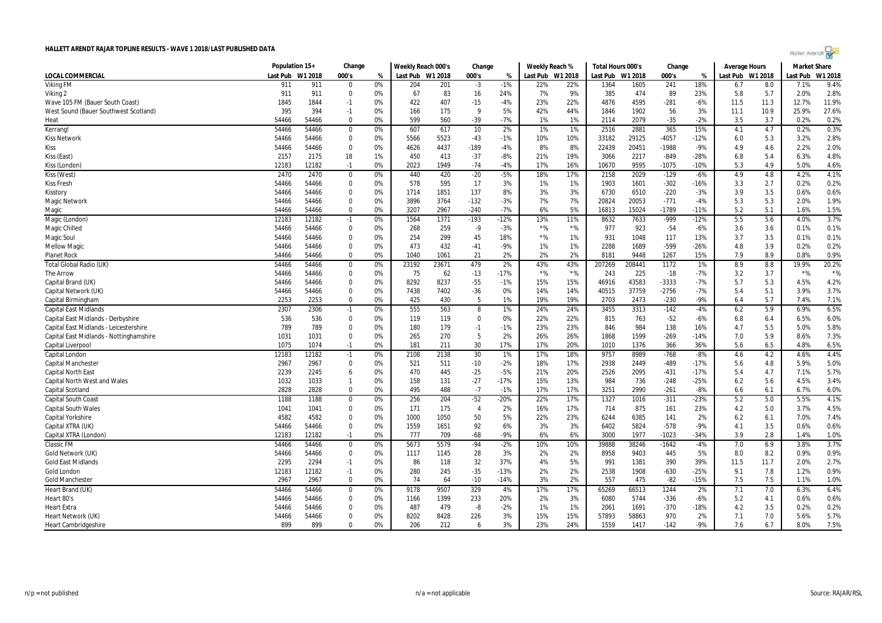# HALLETT ARENDT RAJAR TOPLINE RESULTS - WAVE 1 2018/LAST PUBLISHED DATA

| LOCAL COMMERCIAL | Population 15+ | | Change | | Weekly Reach 000's | | Change | | Weekly Reach % | | Total Hours 000's | | Change | | Average Hours | | Market Share | |
|---|---|---|---|---|---|---|---|---|---|---|---|---|---|---|---|---|---|---|
| | Last Pub | W1 2018 | 000's | % | Last Pub | W1 2018 | 000's | % | Last Pub | W1 2018 | Last Pub | W1 2018 | 000's | % | Last Pub | W1 2018 | Last Pub | W1 2018 |
| Viking FM | 911 | 911 | 0 | 0% | 204 | 201 | -3 | -1% | 22% | 22% | 1364 | 1605 | 241 | 18% | 6.7 | 8.0 | 7.1% | 9.4% |
| Viking 2 | 911 | 911 | 0 | 0% | 67 | 83 | 16 | 24% | 7% | 9% | 385 | 474 | 89 | 23% | 5.8 | 5.7 | 2.0% | 2.8% |
| Wave 105 FM (Bauer South Coast) | 1845 | 1844 | -1 | 0% | 422 | 407 | -15 | -4% | 23% | 22% | 4876 | 4595 | -281 | -6% | 11.5 | 11.3 | 12.7% | 11.9% |
| West Sound (Bauer Southwest Scotland) | 395 | 394 | -1 | 0% | 166 | 175 | 9 | 5% | 42% | 44% | 1846 | 1902 | 56 | 3% | 11.1 | 10.9 | 25.9% | 27.6% |
| Heat | 54466 | 54466 | 0 | 0% | 599 | 560 | -39 | -7% | 1% | 1% | 2114 | 2079 | -35 | -2% | 3.5 | 3.7 | 0.2% | 0.2% |
| Kerrang! | 54466 | 54466 | 0 | 0% | 607 | 617 | 10 | 2% | 1% | 1% | 2516 | 2881 | 365 | 15% | 4.1 | 4.7 | 0.2% | 0.3% |
| Kiss Network | 54466 | 54466 | 0 | 0% | 5566 | 5523 | -43 | -1% | 10% | 10% | 33182 | 29125 | -4057 | -12% | 6.0 | 5.3 | 3.2% | 2.8% |
| Kiss | 54466 | 54466 | 0 | 0% | 4626 | 4437 | -189 | -4% | 8% | 8% | 22439 | 20451 | -1988 | -9% | 4.9 | 4.6 | 2.2% | 2.0% |
| Kiss (East) | 2157 | 2175 | 18 | 1% | 450 | 413 | -37 | -8% | 21% | 19% | 3066 | 2217 | -849 | -28% | 6.8 | 5.4 | 6.3% | 4.8% |
| Kiss (London) | 12183 | 12182 | -1 | 0% | 2023 | 1949 | -74 | -4% | 17% | 16% | 10670 | 9595 | -1075 | -10% | 5.3 | 4.9 | 5.0% | 4.6% |
| Kiss (West) | 2470 | 2470 | 0 | 0% | 440 | 420 | -20 | -5% | 18% | 17% | 2158 | 2029 | -129 | -6% | 4.9 | 4.8 | 4.2% | 4.1% |
| Kiss Fresh | 54466 | 54466 | 0 | 0% | 578 | 595 | 17 | 3% | 1% | 1% | 1903 | 1601 | -302 | -16% | 3.3 | 2.7 | 0.2% | 0.2% |
| Kisstory | 54466 | 54466 | 0 | 0% | 1714 | 1851 | 137 | 8% | 3% | 3% | 6730 | 6510 | -220 | -3% | 3.9 | 3.5 | 0.6% | 0.6% |
| Magic Network | 54466 | 54466 | 0 | 0% | 3896 | 3764 | -132 | -3% | 7% | 7% | 20824 | 20053 | -771 | -4% | 5.3 | 5.3 | 2.0% | 1.9% |
| Magic | 54466 | 54466 | 0 | 0% | 3207 | 2967 | -240 | -7% | 6% | 5% | 16813 | 15024 | -1789 | -11% | 5.2 | 5.1 | 1.6% | 1.5% |
| Magic (London) | 12183 | 12182 | -1 | 0% | 1564 | 1371 | -193 | -12% | 13% | 11% | 8632 | 7633 | -999 | -12% | 5.5 | 5.6 | 4.0% | 3.7% |
| Magic Chilled | 54466 | 54466 | 0 | 0% | 268 | 259 | -9 | -3% | *% | *% | 977 | 923 | -54 | -6% | 3.6 | 3.6 | 0.1% | 0.1% |
| Magic Soul | 54466 | 54466 | 0 | 0% | 254 | 299 | 45 | 18% | *% | 1% | 931 | 1048 | 117 | 13% | 3.7 | 3.5 | 0.1% | 0.1% |
| Mellow Magic | 54466 | 54466 | 0 | 0% | 473 | 432 | -41 | -9% | 1% | 1% | 2288 | 1689 | -599 | -26% | 4.8 | 3.9 | 0.2% | 0.2% |
| Planet Rock | 54466 | 54466 | 0 | 0% | 1040 | 1061 | 21 | 2% | 2% | 2% | 8181 | 9448 | 1267 | 15% | 7.9 | 8.9 | 0.8% | 0.9% |
| Total Global Radio (UK) | 54466 | 54466 | 0 | 0% | 23192 | 23671 | 479 | 2% | 43% | 43% | 207269 | 208441 | 1172 | 1% | 8.9 | 8.8 | 19.9% | 20.2% |
| The Arrow | 54466 | 54466 | 0 | 0% | 75 | 62 | -13 | -17% | *% | *% | 243 | 225 | -18 | -7% | 3.2 | 3.7 | *% | *% |
| Capital Brand (UK) | 54466 | 54466 | 0 | 0% | 8292 | 8237 | -55 | -1% | 15% | 15% | 46916 | 43583 | -3333 | -7% | 5.7 | 5.3 | 4.5% | 4.2% |
| Capital Network (UK) | 54466 | 54466 | 0 | 0% | 7438 | 7402 | -36 | 0% | 14% | 14% | 40515 | 37759 | -2756 | -7% | 5.4 | 5.1 | 3.9% | 3.7% |
| Capital Birmingham | 2253 | 2253 | 0 | 0% | 425 | 430 | 5 | 1% | 19% | 19% | 2703 | 2473 | -230 | -9% | 6.4 | 5.7 | 7.4% | 7.1% |
| Capital East Midlands | 2307 | 2306 | -1 | 0% | 555 | 563 | 8 | 1% | 24% | 24% | 3455 | 3313 | -142 | -4% | 6.2 | 5.9 | 6.9% | 6.5% |
| Capital East Midlands - Derbyshire | 536 | 536 | 0 | 0% | 119 | 119 | 0 | 0% | 22% | 22% | 815 | 763 | -52 | -6% | 6.8 | 6.4 | 6.5% | 6.0% |
| Capital East Midlands - Leicestershire | 789 | 789 | 0 | 0% | 180 | 179 | -1 | -1% | 23% | 23% | 846 | 984 | 138 | 16% | 4.7 | 5.5 | 5.0% | 5.8% |
| Capital East Midlands - Nottinghamshire | 1031 | 1031 | 0 | 0% | 265 | 270 | 5 | 2% | 26% | 26% | 1868 | 1599 | -269 | -14% | 7.0 | 5.9 | 8.6% | 7.3% |
| Capital Liverpool | 1075 | 1074 | -1 | 0% | 181 | 211 | 30 | 17% | 17% | 20% | 1010 | 1376 | 366 | 36% | 5.6 | 6.5 | 4.8% | 6.5% |
| Capital London | 12183 | 12182 | -1 | 0% | 2108 | 2138 | 30 | 1% | 17% | 18% | 9757 | 8989 | -768 | -8% | 4.6 | 4.2 | 4.6% | 4.4% |
| Capital Manchester | 2967 | 2967 | 0 | 0% | 521 | 511 | -10 | -2% | 18% | 17% | 2938 | 2449 | -489 | -17% | 5.6 | 4.8 | 5.9% | 5.0% |
| Capital North East | 2239 | 2245 | 6 | 0% | 470 | 445 | -25 | -5% | 21% | 20% | 2526 | 2095 | -431 | -17% | 5.4 | 4.7 | 7.1% | 5.7% |
| Capital North West and Wales | 1032 | 1033 | 1 | 0% | 158 | 131 | -27 | -17% | 15% | 13% | 984 | 736 | -248 | -25% | 6.2 | 5.6 | 4.5% | 3.4% |
| Capital Scotland | 2828 | 2828 | 0 | 0% | 495 | 488 | -7 | -1% | 17% | 17% | 3251 | 2990 | -261 | -8% | 6.6 | 6.1 | 6.7% | 6.0% |
| Capital South Coast | 1188 | 1188 | 0 | 0% | 256 | 204 | -52 | -20% | 22% | 17% | 1327 | 1016 | -311 | -23% | 5.2 | 5.0 | 5.5% | 4.1% |
| Capital South Wales | 1041 | 1041 | 0 | 0% | 171 | 175 | 4 | 2% | 16% | 17% | 714 | 875 | 161 | 23% | 4.2 | 5.0 | 3.7% | 4.5% |
| Capital Yorkshire | 4582 | 4582 | 0 | 0% | 1000 | 1050 | 50 | 5% | 22% | 23% | 6244 | 6385 | 141 | 2% | 6.2 | 6.1 | 7.0% | 7.4% |
| Capital XTRA (UK) | 54466 | 54466 | 0 | 0% | 1559 | 1651 | 92 | 6% | 3% | 3% | 6402 | 5824 | -578 | -9% | 4.1 | 3.5 | 0.6% | 0.6% |
| Capital XTRA (London) | 12183 | 12182 | -1 | 0% | 777 | 709 | -68 | -9% | 6% | 6% | 3000 | 1977 | -1023 | -34% | 3.9 | 2.8 | 1.4% | 1.0% |
| Classic FM | 54466 | 54466 | 0 | 0% | 5673 | 5579 | -94 | -2% | 10% | 10% | 39888 | 38246 | -1642 | -4% | 7.0 | 6.9 | 3.8% | 3.7% |
| Gold Network (UK) | 54466 | 54466 | 0 | 0% | 1117 | 1145 | 28 | 3% | 2% | 2% | 8958 | 9403 | 445 | 5% | 8.0 | 8.2 | 0.9% | 0.9% |
| Gold East Midlands | 2295 | 2294 | -1 | 0% | 86 | 118 | 32 | 37% | 4% | 5% | 991 | 1381 | 390 | 39% | 11.5 | 11.7 | 2.0% | 2.7% |
| Gold London | 12183 | 12182 | -1 | 0% | 280 | 245 | -35 | -13% | 2% | 2% | 2538 | 1908 | -630 | -25% | 9.1 | 7.8 | 1.2% | 0.9% |
| Gold Manchester | 2967 | 2967 | 0 | 0% | 74 | 64 | -10 | -14% | 3% | 2% | 557 | 475 | -82 | -15% | 7.5 | 7.5 | 1.1% | 1.0% |
| Heart Brand (UK) | 54466 | 54466 | 0 | 0% | 9178 | 9507 | 329 | 4% | 17% | 17% | 65269 | 66513 | 1244 | 2% | 7.1 | 7.0 | 6.3% | 6.4% |
| Heart 80's | 54466 | 54466 | 0 | 0% | 1166 | 1399 | 233 | 20% | 2% | 3% | 6080 | 5744 | -336 | -6% | 5.2 | 4.1 | 0.6% | 0.6% |
| Heart Extra | 54466 | 54466 | 0 | 0% | 487 | 479 | -8 | -2% | 1% | 1% | 2061 | 1691 | -370 | -18% | 4.2 | 3.5 | 0.2% | 0.2% |
| Heart Network (UK) | 54466 | 54466 | 0 | 0% | 8202 | 8428 | 226 | 3% | 15% | 15% | 57893 | 58863 | 970 | 2% | 7.1 | 7.0 | 5.6% | 5.7% |
| Heart Cambridgeshire | 899 | 899 | 0 | 0% | 206 | 212 | 6 | 3% | 23% | 24% | 1559 | 1417 | -142 | -9% | 7.6 | 6.7 | 8.0% | 7.5% |

n/p = not published

n/a = not applicable

Source: RAJAR/RSL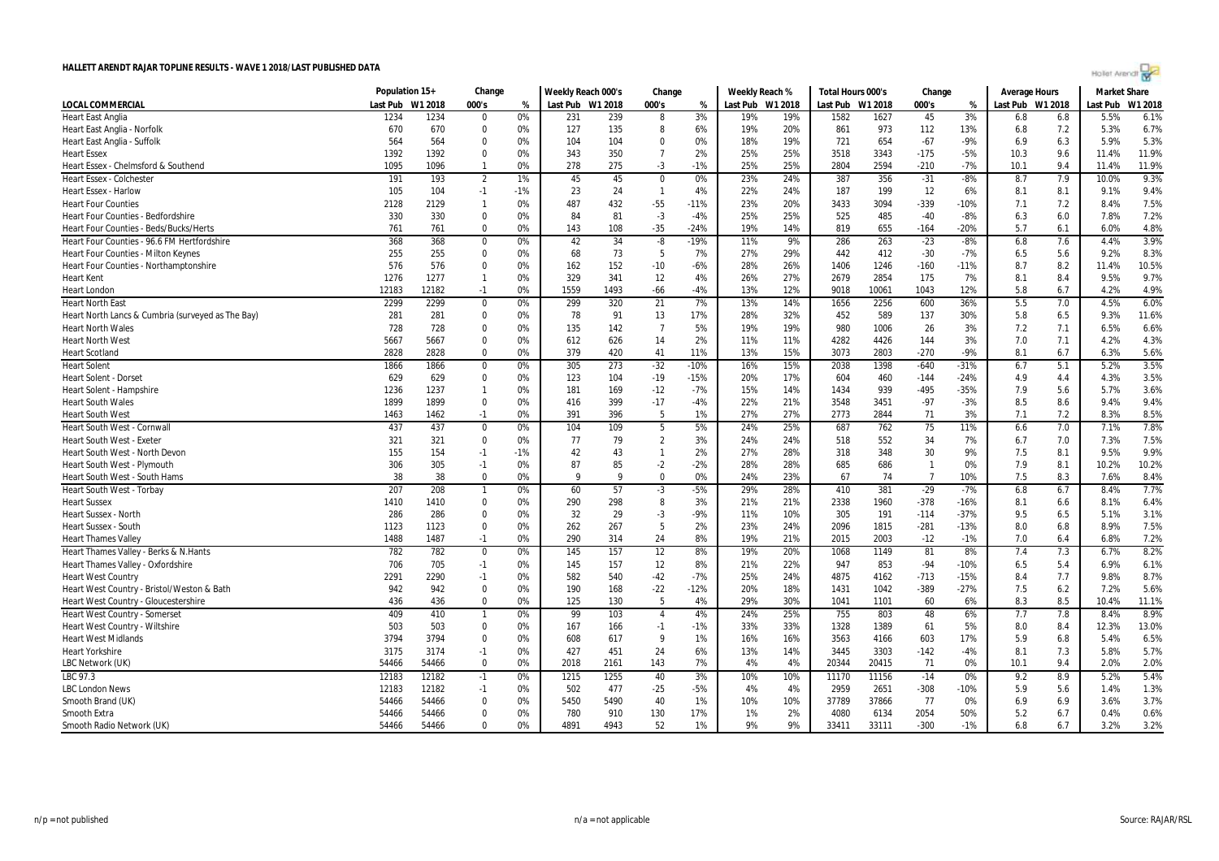# HALLETT ARENDT RAJAR TOPLINE RESULTS - WAVE 1 2018/LAST PUBLISHED DATA

| LOCAL COMMERCIAL | Population 15+ | | Change | | Weekly Reach 000's | | Change | | Weekly Reach % | | Total Hours 000's | | Change | | Average Hours | | Market Share | |
|---|---|---|---|---|---|---|---|---|---|---|---|---|---|---|---|---|---|---|
| | Last Pub | W1 2018 | 000's | % | Last Pub | W1 2018 | 000's | % | Last Pub | W1 2018 | Last Pub | W1 2018 | 000's | % | Last Pub | W1 2018 | Last Pub | W1 2018 |
| Heart East Anglia | 1234 | 1234 | 0 | 0% | 231 | 239 | 8 | 3% | 19% | 19% | 1582 | 1627 | 45 | 3% | 6.8 | 6.8 | 5.5% | 6.1% |
| Heart East Anglia - Norfolk | 670 | 670 | 0 | 0% | 127 | 135 | 8 | 6% | 19% | 20% | 861 | 973 | 112 | 13% | 6.8 | 7.2 | 5.3% | 6.7% |
| Heart East Anglia - Suffolk | 564 | 564 | 0 | 0% | 104 | 104 | 0 | 0% | 18% | 19% | 721 | 654 | -67 | -9% | 6.9 | 6.3 | 5.9% | 5.3% |
| Heart Essex | 1392 | 1392 | 0 | 0% | 343 | 350 | 7 | 2% | 25% | 25% | 3518 | 3343 | -175 | -5% | 10.3 | 9.6 | 11.4% | 11.9% |
| Heart Essex - Chelmsford & Southend | 1095 | 1096 | 1 | 0% | 278 | 275 | -3 | -1% | 25% | 25% | 2804 | 2594 | -210 | -7% | 10.1 | 9.4 | 11.4% | 11.9% |
| Heart Essex - Colchester | 191 | 193 | 2 | 1% | 45 | 45 | 0 | 0% | 23% | 24% | 387 | 356 | -31 | -8% | 8.7 | 7.9 | 10.0% | 9.3% |
| Heart Essex - Harlow | 105 | 104 | -1 | -1% | 23 | 24 | 1 | 4% | 22% | 24% | 187 | 199 | 12 | 6% | 8.1 | 8.1 | 9.1% | 9.4% |
| Heart Four Counties | 2128 | 2129 | 1 | 0% | 487 | 432 | -55 | -11% | 23% | 20% | 3433 | 3094 | -339 | -10% | 7.1 | 7.2 | 8.4% | 7.5% |
| Heart Four Counties - Bedfordshire | 330 | 330 | 0 | 0% | 84 | 81 | -3 | -4% | 25% | 25% | 525 | 485 | -40 | -8% | 6.3 | 6.0 | 7.8% | 7.2% |
| Heart Four Counties - Beds/Bucks/Herts | 761 | 761 | 0 | 0% | 143 | 108 | -35 | -24% | 19% | 14% | 819 | 655 | -164 | -20% | 5.7 | 6.1 | 6.0% | 4.8% |
| Heart Four Counties - 96.6 FM Hertfordshire | 368 | 368 | 0 | 0% | 42 | 34 | -8 | -19% | 11% | 9% | 286 | 263 | -23 | -8% | 6.8 | 7.6 | 4.4% | 3.9% |
| Heart Four Counties - Milton Keynes | 255 | 255 | 0 | 0% | 68 | 73 | 5 | 7% | 27% | 29% | 442 | 412 | -30 | -7% | 6.5 | 5.6 | 9.2% | 8.3% |
| Heart Four Counties - Northamptonshire | 576 | 576 | 0 | 0% | 162 | 152 | -10 | -6% | 28% | 26% | 1406 | 1246 | -160 | -11% | 8.7 | 8.2 | 11.4% | 10.5% |
| Heart Kent | 1276 | 1277 | 1 | 0% | 329 | 341 | 12 | 4% | 26% | 27% | 2679 | 2854 | 175 | 7% | 8.1 | 8.4 | 9.5% | 9.7% |
| Heart London | 12183 | 12182 | -1 | 0% | 1559 | 1493 | -66 | -4% | 13% | 12% | 9018 | 10061 | 1043 | 12% | 5.8 | 6.7 | 4.2% | 4.9% |
| Heart North East | 2299 | 2299 | 0 | 0% | 299 | 320 | 21 | 7% | 13% | 14% | 1656 | 2256 | 600 | 36% | 5.5 | 7.0 | 4.5% | 6.0% |
| Heart North Lancs & Cumbria (surveyed as The Bay) | 281 | 281 | 0 | 0% | 78 | 91 | 13 | 17% | 28% | 32% | 452 | 589 | 137 | 30% | 5.8 | 6.5 | 9.3% | 11.6% |
| Heart North Wales | 728 | 728 | 0 | 0% | 135 | 142 | 7 | 5% | 19% | 19% | 980 | 1006 | 26 | 3% | 7.2 | 7.1 | 6.5% | 6.6% |
| Heart North West | 5667 | 5667 | 0 | 0% | 612 | 626 | 14 | 2% | 11% | 11% | 4282 | 4426 | 144 | 3% | 7.0 | 7.1 | 4.2% | 4.3% |
| Heart Scotland | 2828 | 2828 | 0 | 0% | 379 | 420 | 41 | 11% | 13% | 15% | 3073 | 2803 | -270 | -9% | 8.1 | 6.7 | 6.3% | 5.6% |
| Heart Solent | 1866 | 1866 | 0 | 0% | 305 | 273 | -32 | -10% | 16% | 15% | 2038 | 1398 | -640 | -31% | 6.7 | 5.1 | 5.2% | 3.5% |
| Heart Solent - Dorset | 629 | 629 | 0 | 0% | 123 | 104 | -19 | -15% | 20% | 17% | 604 | 460 | -144 | -24% | 4.9 | 4.4 | 4.3% | 3.5% |
| Heart Solent - Hampshire | 1236 | 1237 | 1 | 0% | 181 | 169 | -12 | -7% | 15% | 14% | 1434 | 939 | -495 | -35% | 7.9 | 5.6 | 5.7% | 3.6% |
| Heart South Wales | 1899 | 1899 | 0 | 0% | 416 | 399 | -17 | -4% | 22% | 21% | 3548 | 3451 | -97 | -3% | 8.5 | 8.6 | 9.4% | 9.4% |
| Heart South West | 1463 | 1462 | -1 | 0% | 391 | 396 | 5 | 1% | 27% | 27% | 2773 | 2844 | 71 | 3% | 7.1 | 7.2 | 8.3% | 8.5% |
| Heart South West - Cornwall | 437 | 437 | 0 | 0% | 104 | 109 | 5 | 5% | 24% | 25% | 687 | 762 | 75 | 11% | 6.6 | 7.0 | 7.1% | 7.8% |
| Heart South West - Exeter | 321 | 321 | 0 | 0% | 77 | 79 | 2 | 3% | 24% | 24% | 518 | 552 | 34 | 7% | 6.7 | 7.0 | 7.3% | 7.5% |
| Heart South West - North Devon | 155 | 154 | -1 | -1% | 42 | 43 | 1 | 2% | 27% | 28% | 318 | 348 | 30 | 9% | 7.5 | 8.1 | 9.5% | 9.9% |
| Heart South West - Plymouth | 306 | 305 | -1 | 0% | 87 | 85 | -2 | -2% | 28% | 28% | 685 | 686 | 1 | 0% | 7.9 | 8.1 | 10.2% | 10.2% |
| Heart South West - South Hams | 38 | 38 | 0 | 0% | 9 | 9 | 0 | 0% | 24% | 23% | 67 | 74 | 7 | 10% | 7.5 | 8.3 | 7.6% | 8.4% |
| Heart South West - Torbay | 207 | 208 | 1 | 0% | 60 | 57 | -3 | -5% | 29% | 28% | 410 | 381 | -29 | -7% | 6.8 | 6.7 | 8.4% | 7.7% |
| Heart Sussex | 1410 | 1410 | 0 | 0% | 290 | 298 | 8 | 3% | 21% | 21% | 2338 | 1960 | -378 | -16% | 8.1 | 6.6 | 8.1% | 6.4% |
| Heart Sussex - North | 286 | 286 | 0 | 0% | 32 | 29 | -3 | -9% | 11% | 10% | 305 | 191 | -114 | -37% | 9.5 | 6.5 | 5.1% | 3.1% |
| Heart Sussex - South | 1123 | 1123 | 0 | 0% | 262 | 267 | 5 | 2% | 23% | 24% | 2096 | 1815 | -281 | -13% | 8.0 | 6.8 | 8.9% | 7.5% |
| Heart Thames Valley | 1488 | 1487 | -1 | 0% | 290 | 314 | 24 | 8% | 19% | 21% | 2015 | 2003 | -12 | -1% | 7.0 | 6.4 | 6.8% | 7.2% |
| Heart Thames Valley - Berks & N.Hants | 782 | 782 | 0 | 0% | 145 | 157 | 12 | 8% | 19% | 20% | 1068 | 1149 | 81 | 8% | 7.4 | 7.3 | 6.7% | 8.2% |
| Heart Thames Valley - Oxfordshire | 706 | 705 | -1 | 0% | 145 | 157 | 12 | 8% | 21% | 22% | 947 | 853 | -94 | -10% | 6.5 | 5.4 | 6.9% | 6.1% |
| Heart West Country | 2291 | 2290 | -1 | 0% | 582 | 540 | -42 | -7% | 25% | 24% | 4875 | 4162 | -713 | -15% | 8.4 | 7.7 | 9.8% | 8.7% |
| Heart West Country - Bristol/Weston & Bath | 942 | 942 | 0 | 0% | 190 | 168 | -22 | -12% | 20% | 18% | 1431 | 1042 | -389 | -27% | 7.5 | 6.2 | 7.2% | 5.6% |
| Heart West Country - Gloucestershire | 436 | 436 | 0 | 0% | 125 | 130 | 5 | 4% | 29% | 30% | 1041 | 1101 | 60 | 6% | 8.3 | 8.5 | 10.4% | 11.1% |
| Heart West Country - Somerset | 409 | 410 | 1 | 0% | 99 | 103 | 4 | 4% | 24% | 25% | 755 | 803 | 48 | 6% | 7.7 | 7.8 | 8.4% | 8.9% |
| Heart West Country - Wiltshire | 503 | 503 | 0 | 0% | 167 | 166 | -1 | -1% | 33% | 33% | 1328 | 1389 | 61 | 5% | 8.0 | 8.4 | 12.3% | 13.0% |
| Heart West Midlands | 3794 | 3794 | 0 | 0% | 608 | 617 | 9 | 1% | 16% | 16% | 3563 | 4166 | 603 | 17% | 5.9 | 6.8 | 5.4% | 6.5% |
| Heart Yorkshire | 3175 | 3174 | -1 | 0% | 427 | 451 | 24 | 6% | 13% | 14% | 3445 | 3303 | -142 | -4% | 8.1 | 7.3 | 5.8% | 5.7% |
| LBC Network (UK) | 54466 | 54466 | 0 | 0% | 2018 | 2161 | 143 | 7% | 4% | 4% | 20344 | 20415 | 71 | 0% | 10.1 | 9.4 | 2.0% | 2.0% |
| LBC 97.3 | 12183 | 12182 | -1 | 0% | 1215 | 1255 | 40 | 3% | 10% | 10% | 11170 | 11156 | -14 | 0% | 9.2 | 8.9 | 5.2% | 5.4% |
| LBC London News | 12183 | 12182 | -1 | 0% | 502 | 477 | -25 | -5% | 4% | 4% | 2959 | 2651 | -308 | -10% | 5.9 | 5.6 | 1.4% | 1.3% |
| Smooth Brand (UK) | 54466 | 54466 | 0 | 0% | 5450 | 5490 | 40 | 1% | 10% | 10% | 37789 | 37866 | 77 | 0% | 6.9 | 6.9 | 3.6% | 3.7% |
| Smooth Extra | 54466 | 54466 | 0 | 0% | 780 | 910 | 130 | 17% | 1% | 2% | 4080 | 6134 | 2054 | 50% | 5.2 | 6.7 | 0.4% | 0.6% |
| Smooth Radio Network (UK) | 54466 | 54466 | 0 | 0% | 4891 | 4943 | 52 | 1% | 9% | 9% | 33411 | 33111 | -300 | -1% | 6.8 | 6.7 | 3.2% | 3.2% |

n/p = not published        n/a = not applicable        Source: RAJAR/RSL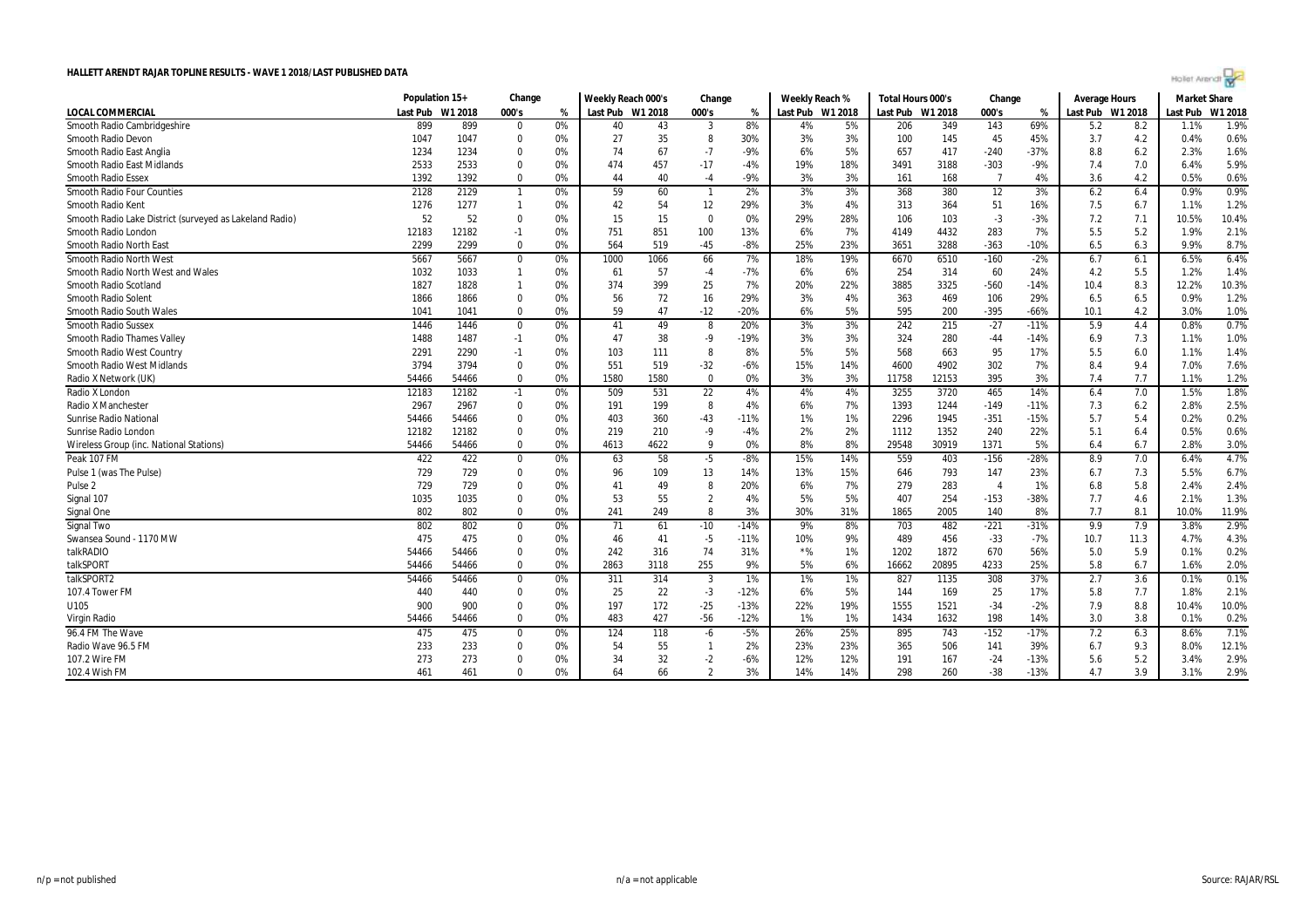# HALLETT ARENDT RAJAR TOPLINE RESULTS - WAVE 1 2018/LAST PUBLISHED DATA

| | Population 15+ | | Change | | Weekly Reach 000's | | Change | | Weekly Reach % | | Total Hours 000's | | Change | | Average Hours | | Market Share | |
|---|---|---|---|---|---|---|---|---|---|---|---|---|---|---|---|---|---|---|
| LOCAL COMMERCIAL | Last Pub | W1 2018 | 000's | % | Last Pub | W1 2018 | 000's | % | Last Pub | W1 2018 | Last Pub | W1 2018 | 000's | % | Last Pub | W1 2018 | Last Pub | W1 2018 |
| Smooth Radio Cambridgeshire | 899 | 899 | 0 | 0% | 40 | 43 | 3 | 8% | 4% | 5% | 206 | 349 | 143 | 69% | 5.2 | 8.2 | 1.1% | 1.9% |
| Smooth Radio Devon | 1047 | 1047 | 0 | 0% | 27 | 35 | 8 | 30% | 3% | 3% | 100 | 145 | 45 | 45% | 3.7 | 4.2 | 0.4% | 0.6% |
| Smooth Radio East Anglia | 1234 | 1234 | 0 | 0% | 74 | 67 | -7 | -9% | 6% | 5% | 657 | 417 | -240 | -37% | 8.8 | 6.2 | 2.3% | 1.6% |
| Smooth Radio East Midlands | 2533 | 2533 | 0 | 0% | 474 | 457 | -17 | -4% | 19% | 18% | 3491 | 3188 | -303 | -9% | 7.4 | 7.0 | 6.4% | 5.9% |
| Smooth Radio Essex | 1392 | 1392 | 0 | 0% | 44 | 40 | -4 | -9% | 3% | 3% | 161 | 168 | 7 | 4% | 3.6 | 4.2 | 0.5% | 0.6% |
| Smooth Radio Four Counties | 2128 | 2129 | 1 | 0% | 59 | 60 | 1 | 2% | 3% | 3% | 368 | 380 | 12 | 3% | 6.2 | 6.4 | 0.9% | 0.9% |
| Smooth Radio Kent | 1276 | 1277 | 1 | 0% | 42 | 54 | 12 | 29% | 3% | 4% | 313 | 364 | 51 | 16% | 7.5 | 6.7 | 1.1% | 1.2% |
| Smooth Radio Lake District (surveyed as Lakeland Radio) | 52 | 52 | 0 | 0% | 15 | 15 | 0 | 0% | 29% | 28% | 106 | 103 | -3 | -3% | 7.2 | 7.1 | 10.5% | 10.4% |
| Smooth Radio London | 12183 | 12182 | -1 | 0% | 751 | 851 | 100 | 13% | 6% | 7% | 4149 | 4432 | 283 | 7% | 5.5 | 5.2 | 1.9% | 2.1% |
| Smooth Radio North East | 2299 | 2299 | 0 | 0% | 564 | 519 | -45 | -8% | 25% | 23% | 3651 | 3288 | -363 | -10% | 6.5 | 6.3 | 9.9% | 8.7% |
| Smooth Radio North West | 5667 | 5667 | 0 | 0% | 1000 | 1066 | 66 | 7% | 18% | 19% | 6670 | 6510 | -160 | -2% | 6.7 | 6.1 | 6.5% | 6.4% |
| Smooth Radio North West and Wales | 1032 | 1033 | 1 | 0% | 61 | 57 | -4 | -7% | 6% | 6% | 254 | 314 | 60 | 24% | 4.2 | 5.5 | 1.2% | 1.4% |
| Smooth Radio Scotland | 1827 | 1828 | 1 | 0% | 374 | 399 | 25 | 7% | 20% | 22% | 3885 | 3325 | -560 | -14% | 10.4 | 8.3 | 12.2% | 10.3% |
| Smooth Radio Solent | 1866 | 1866 | 0 | 0% | 56 | 72 | 16 | 29% | 3% | 4% | 363 | 469 | 106 | 29% | 6.5 | 6.5 | 0.9% | 1.2% |
| Smooth Radio South Wales | 1041 | 1041 | 0 | 0% | 59 | 47 | -12 | -20% | 6% | 5% | 595 | 200 | -395 | -66% | 10.1 | 4.2 | 3.0% | 1.0% |
| Smooth Radio Sussex | 1446 | 1446 | 0 | 0% | 41 | 49 | 8 | 20% | 3% | 3% | 242 | 215 | -27 | -11% | 5.9 | 4.4 | 0.8% | 0.7% |
| Smooth Radio Thames Valley | 1488 | 1487 | -1 | 0% | 47 | 38 | -9 | -19% | 3% | 3% | 324 | 280 | -44 | -14% | 6.9 | 7.3 | 1.1% | 1.0% |
| Smooth Radio West Country | 2291 | 2290 | -1 | 0% | 103 | 111 | 8 | 8% | 5% | 5% | 568 | 663 | 95 | 17% | 5.5 | 6.0 | 1.1% | 1.4% |
| Smooth Radio West Midlands | 3794 | 3794 | 0 | 0% | 551 | 519 | -32 | -6% | 15% | 14% | 4600 | 4902 | 302 | 7% | 8.4 | 9.4 | 7.0% | 7.6% |
| Radio X Network (UK) | 54466 | 54466 | 0 | 0% | 1580 | 1580 | 0 | 0% | 3% | 3% | 11758 | 12153 | 395 | 3% | 7.4 | 7.7 | 1.1% | 1.2% |
| Radio X London | 12183 | 12182 | -1 | 0% | 509 | 531 | 22 | 4% | 4% | 4% | 3255 | 3720 | 465 | 14% | 6.4 | 7.0 | 1.5% | 1.8% |
| Radio X Manchester | 2967 | 2967 | 0 | 0% | 191 | 199 | 8 | 4% | 6% | 7% | 1393 | 1244 | -149 | -11% | 7.3 | 6.2 | 2.8% | 2.5% |
| Sunrise Radio National | 54466 | 54466 | 0 | 0% | 403 | 360 | -43 | -11% | 1% | 1% | 2296 | 1945 | -351 | -15% | 5.7 | 5.4 | 0.2% | 0.2% |
| Sunrise Radio London | 12182 | 12182 | 0 | 0% | 219 | 210 | -9 | -4% | 2% | 2% | 1112 | 1352 | 240 | 22% | 5.1 | 6.4 | 0.5% | 0.6% |
| Wireless Group (inc. National Stations) | 54466 | 54466 | 0 | 0% | 4613 | 4622 | 9 | 0% | 8% | 8% | 29548 | 30919 | 1371 | 5% | 6.4 | 6.7 | 2.8% | 3.0% |
| Peak 107 FM | 422 | 422 | 0 | 0% | 63 | 58 | -5 | -8% | 15% | 14% | 559 | 403 | -156 | -28% | 8.9 | 7.0 | 6.4% | 4.7% |
| Pulse 1 (was The Pulse) | 729 | 729 | 0 | 0% | 96 | 109 | 13 | 14% | 13% | 15% | 646 | 793 | 147 | 23% | 6.7 | 7.3 | 5.5% | 6.7% |
| Pulse 2 | 729 | 729 | 0 | 0% | 41 | 49 | 8 | 20% | 6% | 7% | 279 | 283 | 4 | 1% | 6.8 | 5.8 | 2.4% | 2.4% |
| Signal 107 | 1035 | 1035 | 0 | 0% | 53 | 55 | 2 | 4% | 5% | 5% | 407 | 254 | -153 | -38% | 7.7 | 4.6 | 2.1% | 1.3% |
| Signal One | 802 | 802 | 0 | 0% | 241 | 249 | 8 | 3% | 30% | 31% | 1865 | 2005 | 140 | 8% | 7.7 | 8.1 | 10.0% | 11.9% |
| Signal Two | 802 | 802 | 0 | 0% | 71 | 61 | -10 | -14% | 9% | 8% | 703 | 482 | -221 | -31% | 9.9 | 7.9 | 3.8% | 2.9% |
| Swansea Sound - 1170 MW | 475 | 475 | 0 | 0% | 46 | 41 | -5 | -11% | 10% | 9% | 489 | 456 | -33 | -7% | 10.7 | 11.3 | 4.7% | 4.3% |
| talkRADIO | 54466 | 54466 | 0 | 0% | 242 | 316 | 74 | 31% | *% | 1% | 1202 | 1872 | 670 | 56% | 5.0 | 5.9 | 0.1% | 0.2% |
| talkSPORT | 54466 | 54466 | 0 | 0% | 2863 | 3118 | 255 | 9% | 5% | 6% | 16662 | 20895 | 4233 | 25% | 5.8 | 6.7 | 1.6% | 2.0% |
| talkSPORT2 | 54466 | 54466 | 0 | 0% | 311 | 314 | 3 | 1% | 1% | 1% | 827 | 1135 | 308 | 37% | 2.7 | 3.6 | 0.1% | 0.1% |
| 107.4 Tower FM | 440 | 440 | 0 | 0% | 25 | 22 | -3 | -12% | 6% | 5% | 144 | 169 | 25 | 17% | 5.8 | 7.7 | 1.8% | 2.1% |
| U105 | 900 | 900 | 0 | 0% | 197 | 172 | -25 | -13% | 22% | 19% | 1555 | 1521 | -34 | -2% | 7.9 | 8.8 | 10.4% | 10.0% |
| Virgin Radio | 54466 | 54466 | 0 | 0% | 483 | 427 | -56 | -12% | 1% | 1% | 1434 | 1632 | 198 | 14% | 3.0 | 3.8 | 0.1% | 0.2% |
| 96.4 FM The Wave | 475 | 475 | 0 | 0% | 124 | 118 | -6 | -5% | 26% | 25% | 895 | 743 | -152 | -17% | 7.2 | 6.3 | 8.6% | 7.1% |
| Radio Wave 96.5 FM | 233 | 233 | 0 | 0% | 54 | 55 | 1 | 2% | 23% | 23% | 365 | 506 | 141 | 39% | 6.7 | 9.3 | 8.0% | 12.1% |
| 107.2 Wire FM | 273 | 273 | 0 | 0% | 34 | 32 | -2 | -6% | 12% | 12% | 191 | 167 | -24 | -13% | 5.6 | 5.2 | 3.4% | 2.9% |
| 102.4 Wish FM | 461 | 461 | 0 | 0% | 64 | 66 | 2 | 3% | 14% | 14% | 298 | 260 | -38 | -13% | 4.7 | 3.9 | 3.1% | 2.9% |

n/p = not published

n/a = not applicable

Source: RAJAR/RSL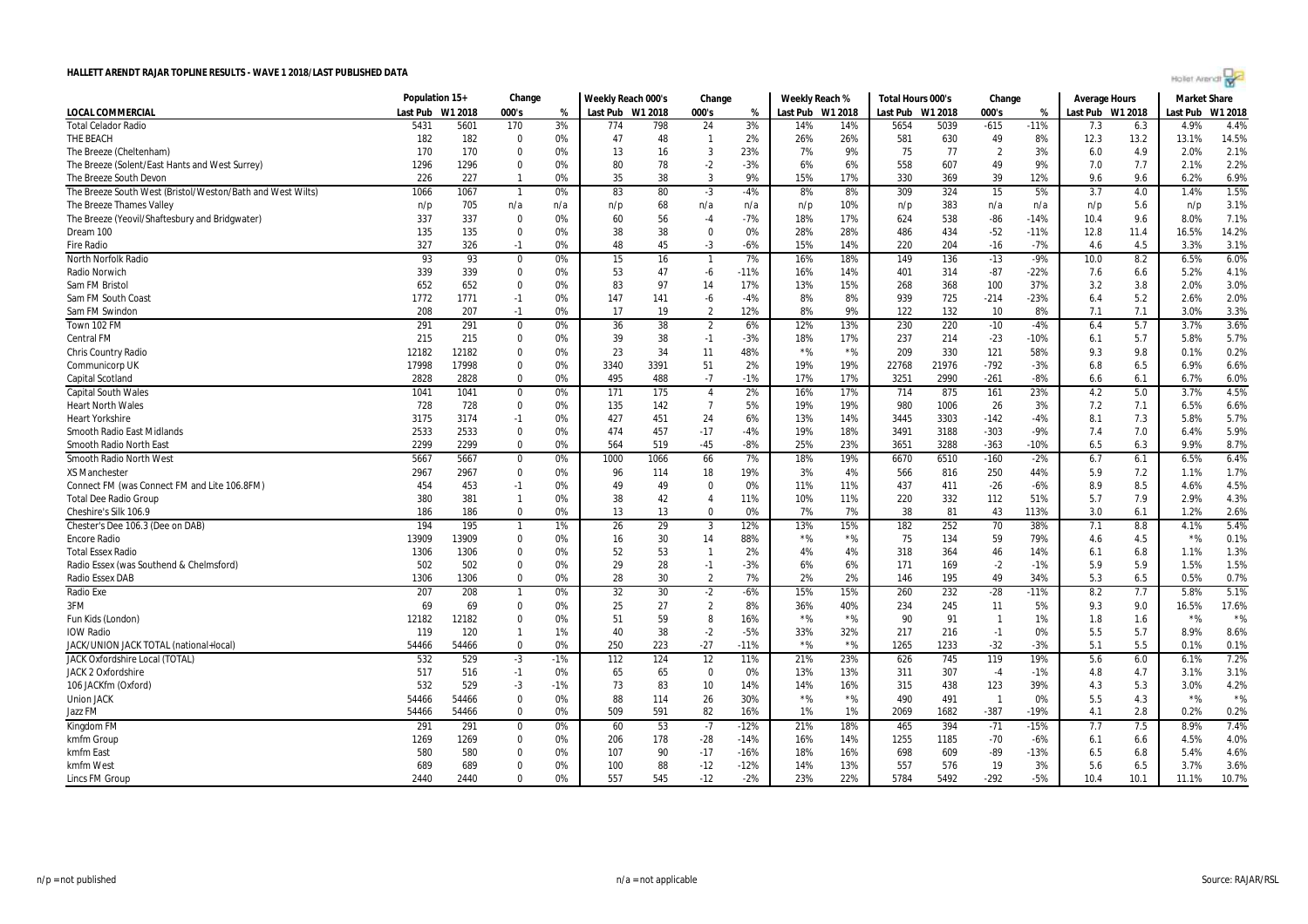# HALLETT ARENDT RAJAR TOPLINE RESULTS - WAVE 1 2018/LAST PUBLISHED DATA

| | Population 15+ | | Change | | Weekly Reach 000's | | Change | | Weekly Reach % | | Total Hours 000's | | Change | | Average Hours | | Market Share | |
|---|---|---|---|---|---|---|---|---|---|---|---|---|---|---|---|---|---|---|
| LOCAL COMMERCIAL | Last Pub | W1 2018 | 000's | % | Last Pub | W1 2018 | 000's | % | Last Pub | W1 2018 | Last Pub | W1 2018 | 000's | % | Last Pub | W1 2018 | Last Pub | W1 2018 |
| Total Celador Radio | 5431 | 5601 | 170 | 3% | 774 | 798 | 24 | 3% | 14% | 14% | 5654 | 5039 | -615 | -11% | 7.3 | 6.3 | 4.9% | 4.4% |
| THE BEACH | 182 | 182 | 0 | 0% | 47 | 48 | 1 | 2% | 26% | 26% | 581 | 630 | 49 | 8% | 12.3 | 13.2 | 13.1% | 14.5% |
| The Breeze (Cheltenham) | 170 | 170 | 0 | 0% | 13 | 16 | 3 | 23% | 7% | 9% | 75 | 77 | 2 | 3% | 6.0 | 4.9 | 2.0% | 2.1% |
| The Breeze (Solent/East Hants and West Surrey) | 1296 | 1296 | 0 | 0% | 80 | 78 | -2 | -3% | 6% | 6% | 558 | 607 | 49 | 9% | 7.0 | 7.7 | 2.1% | 2.2% |
| The Breeze South Devon | 226 | 227 | 1 | 0% | 35 | 38 | 3 | 9% | 15% | 17% | 330 | 369 | 39 | 12% | 9.6 | 9.6 | 6.2% | 6.9% |
| The Breeze South West (Bristol/Weston/Bath and West Wilts) | 1066 | 1067 | 1 | 0% | 83 | 80 | -3 | -4% | 8% | 8% | 309 | 324 | 15 | 5% | 3.7 | 4.0 | 1.4% | 1.5% |
| The Breeze Thames Valley | n/p | 705 | n/a | n/a | n/p | 68 | n/a | n/a | n/p | 10% | n/p | 383 | n/a | n/a | n/p | 5.6 | n/p | 3.1% |
| The Breeze (Yeovil/Shaftesbury and Bridgwater) | 337 | 337 | 0 | 0% | 60 | 56 | -4 | -7% | 18% | 17% | 624 | 538 | -86 | -14% | 10.4 | 9.6 | 8.0% | 7.1% |
| Dream 100 | 135 | 135 | 0 | 0% | 38 | 38 | 0 | 0% | 28% | 28% | 486 | 434 | -52 | -11% | 12.8 | 11.4 | 16.5% | 14.2% |
| Fire Radio | 327 | 326 | -1 | 0% | 48 | 45 | -3 | -6% | 15% | 14% | 220 | 204 | -16 | -7% | 4.6 | 4.5 | 3.3% | 3.1% |
| North Norfolk Radio | 93 | 93 | 0 | 0% | 15 | 16 | 1 | 7% | 16% | 18% | 149 | 136 | -13 | -9% | 10.0 | 8.2 | 6.5% | 6.0% |
| Radio Norwich | 339 | 339 | 0 | 0% | 53 | 47 | -6 | -11% | 16% | 14% | 401 | 314 | -87 | -22% | 7.6 | 6.6 | 5.2% | 4.1% |
| Sam FM Bristol | 652 | 652 | 0 | 0% | 83 | 97 | 14 | 17% | 13% | 15% | 268 | 368 | 100 | 37% | 3.2 | 3.8 | 2.0% | 3.0% |
| Sam FM South Coast | 1772 | 1771 | -1 | 0% | 147 | 141 | -6 | -4% | 8% | 8% | 939 | 725 | -214 | -23% | 6.4 | 5.2 | 2.6% | 2.0% |
| Sam FM Swindon | 208 | 207 | -1 | 0% | 17 | 19 | 2 | 12% | 8% | 9% | 122 | 132 | 10 | 8% | 7.1 | 7.1 | 3.0% | 3.3% |
| Town 102 FM | 291 | 291 | 0 | 0% | 36 | 38 | 2 | 6% | 12% | 13% | 230 | 220 | -10 | -4% | 6.4 | 5.7 | 3.7% | 3.6% |
| Central FM | 215 | 215 | 0 | 0% | 39 | 38 | -1 | -3% | 18% | 17% | 237 | 214 | -23 | -10% | 6.1 | 5.7 | 5.8% | 5.7% |
| Chris Country Radio | 12182 | 12182 | 0 | 0% | 23 | 34 | 11 | 48% | *% | *% | 209 | 330 | 121 | 58% | 9.3 | 9.8 | 0.1% | 0.2% |
| Communicorp UK | 17998 | 17998 | 0 | 0% | 3340 | 3391 | 51 | 2% | 19% | 19% | 22768 | 21976 | -792 | -3% | 6.8 | 6.5 | 6.9% | 6.6% |
| Capital Scotland | 2828 | 2828 | 0 | 0% | 495 | 488 | -7 | -1% | 17% | 17% | 3251 | 2990 | -261 | -8% | 6.6 | 6.1 | 6.7% | 6.0% |
| Capital South Wales | 1041 | 1041 | 0 | 0% | 171 | 175 | 4 | 2% | 16% | 17% | 714 | 875 | 161 | 23% | 4.2 | 5.0 | 3.7% | 4.5% |
| Heart North Wales | 728 | 728 | 0 | 0% | 135 | 142 | 7 | 5% | 19% | 19% | 980 | 1006 | 26 | 3% | 7.2 | 7.1 | 6.5% | 6.6% |
| Heart Yorkshire | 3175 | 3174 | -1 | 0% | 427 | 451 | 24 | 6% | 13% | 14% | 3445 | 3303 | -142 | -4% | 8.1 | 7.3 | 5.8% | 5.7% |
| Smooth Radio East Midlands | 2533 | 2533 | 0 | 0% | 474 | 457 | -17 | -4% | 19% | 18% | 3491 | 3188 | -303 | -9% | 7.4 | 7.0 | 6.4% | 5.9% |
| Smooth Radio North East | 2299 | 2299 | 0 | 0% | 564 | 519 | -45 | -8% | 25% | 23% | 3651 | 3288 | -363 | -10% | 6.5 | 6.3 | 9.9% | 8.7% |
| Smooth Radio North West | 5667 | 5667 | 0 | 0% | 1000 | 1066 | 66 | 7% | 18% | 19% | 6670 | 6510 | -160 | -2% | 6.7 | 6.1 | 6.5% | 6.4% |
| XS Manchester | 2967 | 2967 | 0 | 0% | 96 | 114 | 18 | 19% | 3% | 4% | 566 | 816 | 250 | 44% | 5.9 | 7.2 | 1.1% | 1.7% |
| Connect FM (was Connect FM and Lite 106.8FM) | 454 | 453 | -1 | 0% | 49 | 49 | 0 | 0% | 11% | 11% | 437 | 411 | -26 | -6% | 8.9 | 8.5 | 4.6% | 4.5% |
| Total Dee Radio Group | 380 | 381 | 1 | 0% | 38 | 42 | 4 | 11% | 10% | 11% | 220 | 332 | 112 | 51% | 5.7 | 7.9 | 2.9% | 4.3% |
| Cheshire's Silk 106.9 | 186 | 186 | 0 | 0% | 13 | 13 | 0 | 0% | 7% | 7% | 38 | 81 | 43 | 113% | 3.0 | 6.1 | 1.2% | 2.6% |
| Chester's Dee 106.3 (Dee on DAB) | 194 | 195 | 1 | 1% | 26 | 29 | 3 | 12% | 13% | 15% | 182 | 252 | 70 | 38% | 7.1 | 8.8 | 4.1% | 5.4% |
| Encore Radio | 13909 | 13909 | 0 | 0% | 16 | 30 | 14 | 88% | *% | *% | 75 | 134 | 59 | 79% | 4.6 | 4.5 | *% | 0.1% |
| Total Essex Radio | 1306 | 1306 | 0 | 0% | 52 | 53 | 1 | 2% | 4% | 4% | 318 | 364 | 46 | 14% | 6.1 | 6.8 | 1.1% | 1.3% |
| Radio Essex (was Southend & Chelmsford) | 502 | 502 | 0 | 0% | 29 | 28 | -1 | -3% | 6% | 6% | 171 | 169 | -2 | -1% | 5.9 | 5.9 | 1.5% | 1.5% |
| Radio Essex DAB | 1306 | 1306 | 0 | 0% | 28 | 30 | 2 | 7% | 2% | 2% | 146 | 195 | 49 | 34% | 5.3 | 6.5 | 0.5% | 0.7% |
| Radio Exe | 207 | 208 | 1 | 0% | 32 | 30 | -2 | -6% | 15% | 15% | 260 | 232 | -28 | -11% | 8.2 | 7.7 | 5.8% | 5.1% |
| 3FM | 69 | 69 | 0 | 0% | 25 | 27 | 2 | 8% | 36% | 40% | 234 | 245 | 11 | 5% | 9.3 | 9.0 | 16.5% | 17.6% |
| Fun Kids (London) | 12182 | 12182 | 0 | 0% | 51 | 59 | 8 | 16% | *% | *% | 90 | 91 | 1 | 1% | 1.8 | 1.6 | *% | *% |
| IOW Radio | 119 | 120 | 1 | 1% | 40 | 38 | -2 | -5% | 33% | 32% | 217 | 216 | -1 | 0% | 5.5 | 5.7 | 8.9% | 8.6% |
| JACK/UNION JACK TOTAL (national+local) | 54466 | 54466 | 0 | 0% | 250 | 223 | -27 | -11% | *% | *% | 1265 | 1233 | -32 | -3% | 5.1 | 5.5 | 0.1% | 0.1% |
| JACK Oxfordshire Local (TOTAL) | 532 | 529 | -3 | -1% | 112 | 124 | 12 | 11% | 21% | 23% | 626 | 745 | 119 | 19% | 5.6 | 6.0 | 6.1% | 7.2% |
| JACK 2 Oxfordshire | 517 | 516 | -1 | 0% | 65 | 65 | 0 | 0% | 13% | 13% | 311 | 307 | -4 | -1% | 4.8 | 4.7 | 3.1% | 3.1% |
| 106 JACKfm (Oxford) | 532 | 529 | -3 | -1% | 73 | 83 | 10 | 14% | 14% | 16% | 315 | 438 | 123 | 39% | 4.3 | 5.3 | 3.0% | 4.2% |
| Union JACK | 54466 | 54466 | 0 | 0% | 88 | 114 | 26 | 30% | *% | *% | 490 | 491 | 1 | 0% | 5.5 | 4.3 | *% | *% |
| Jazz FM | 54466 | 54466 | 0 | 0% | 509 | 591 | 82 | 16% | 1% | 1% | 2069 | 1682 | -387 | -19% | 4.1 | 2.8 | 0.2% | 0.2% |
| Kingdom FM | 291 | 291 | 0 | 0% | 60 | 53 | -7 | -12% | 21% | 18% | 465 | 394 | -71 | -15% | 7.7 | 7.5 | 8.9% | 7.4% |
| kmfm Group | 1269 | 1269 | 0 | 0% | 206 | 178 | -28 | -14% | 16% | 14% | 1255 | 1185 | -70 | -6% | 6.1 | 6.6 | 4.5% | 4.0% |
| kmfm East | 580 | 580 | 0 | 0% | 107 | 90 | -17 | -16% | 18% | 16% | 698 | 609 | -89 | -13% | 6.5 | 6.8 | 5.4% | 4.6% |
| kmfm West | 689 | 689 | 0 | 0% | 100 | 88 | -12 | -12% | 14% | 13% | 557 | 576 | 19 | 3% | 5.6 | 6.5 | 3.7% | 3.6% |
| Lincs FM Group | 2440 | 2440 | 0 | 0% | 557 | 545 | -12 | -2% | 23% | 22% | 5784 | 5492 | -292 | -5% | 10.4 | 10.1 | 11.1% | 10.7% |

n/p = not published    n/a = not applicable    Source: RAJAR/RSL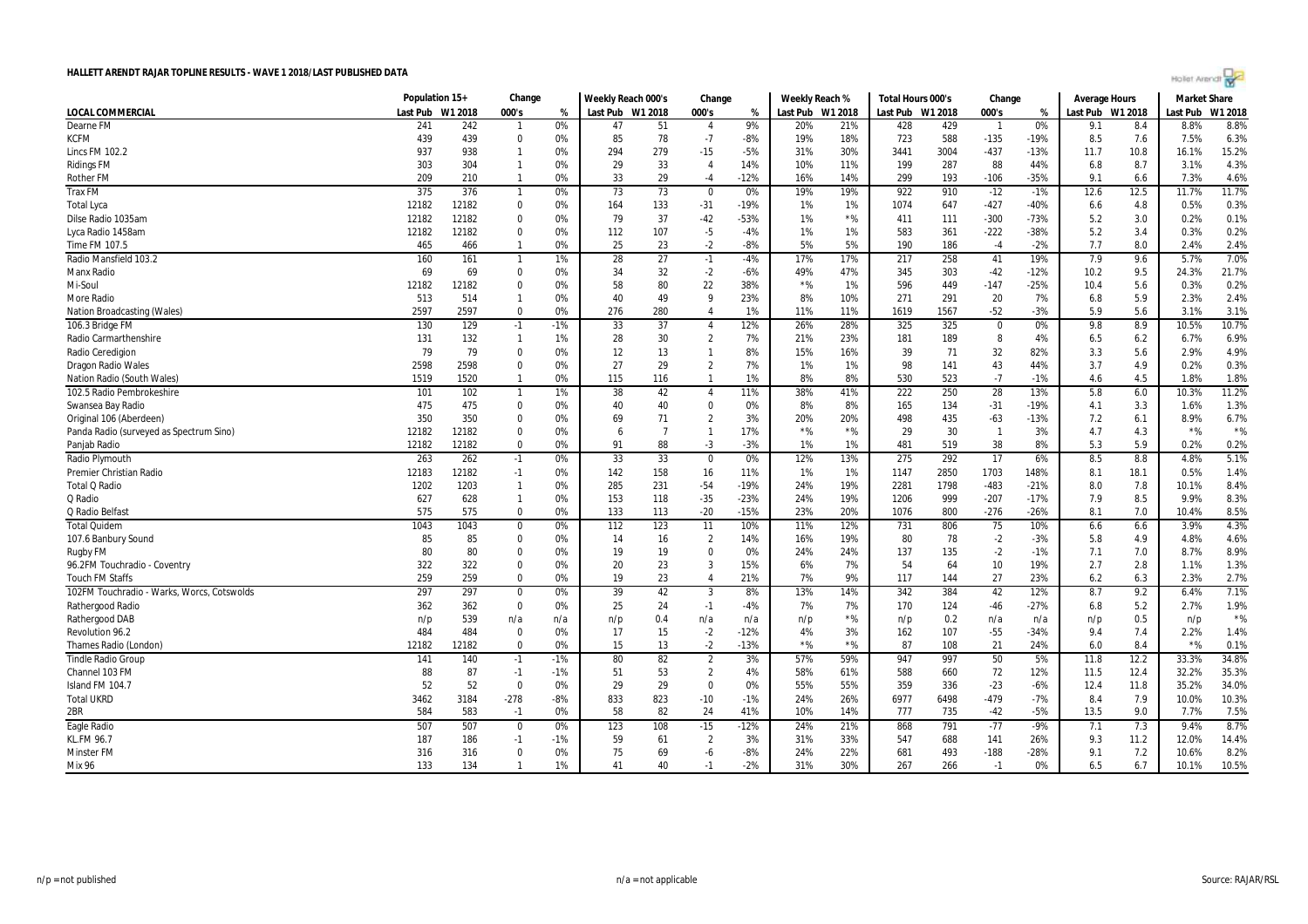# HALLETT ARENDT RAJAR TOPLINE RESULTS - WAVE 1 2018/LAST PUBLISHED DATA

| LOCAL COMMERCIAL | Population 15+ | | Change | | Weekly Reach 000's | | Change | | Weekly Reach % | | Total Hours 000's | | Change | | Average Hours | | Market Share | |
|---|---|---|---|---|---|---|---|---|---|---|---|---|---|---|---|---|---|---|
| | Last Pub | W1 2018 | 000's | % | Last Pub | W1 2018 | 000's | % | Last Pub | W1 2018 | Last Pub | W1 2018 | 000's | % | Last Pub | W1 2018 | Last Pub | W1 2018 |
| Dearne FM | 241 | 242 | 1 | 0% | 47 | 51 | 4 | 9% | 20% | 21% | 428 | 429 | 1 | 0% | 9.1 | 8.4 | 8.8% | 8.8% |
| KCFM | 439 | 439 | 0 | 0% | 85 | 78 | -7 | -8% | 19% | 18% | 723 | 588 | -135 | -19% | 8.5 | 7.6 | 7.5% | 6.3% |
| Lincs FM 102.2 | 937 | 938 | 1 | 0% | 294 | 279 | -15 | -5% | 31% | 30% | 3441 | 3004 | -437 | -13% | 11.7 | 10.8 | 16.1% | 15.2% |
| Ridings FM | 303 | 304 | 1 | 0% | 29 | 33 | 4 | 14% | 10% | 11% | 199 | 287 | 88 | 44% | 6.8 | 8.7 | 3.1% | 4.3% |
| Rother FM | 209 | 210 | 1 | 0% | 33 | 29 | -4 | -12% | 16% | 14% | 299 | 193 | -106 | -35% | 9.1 | 6.6 | 7.3% | 4.6% |
| Trax FM | 375 | 376 | 1 | 0% | 73 | 73 | 0 | 0% | 19% | 19% | 922 | 910 | -12 | -1% | 12.6 | 12.5 | 11.7% | 11.7% |
| Total Lyca | 12182 | 12182 | 0 | 0% | 164 | 133 | -31 | -19% | 1% | 1% | 1074 | 647 | -427 | -40% | 6.6 | 4.8 | 0.5% | 0.3% |
| Dilse Radio 1035am | 12182 | 12182 | 0 | 0% | 79 | 37 | -42 | -53% | 1% | *% | 411 | 111 | -300 | -73% | 5.2 | 3.0 | 0.2% | 0.1% |
| Lyca Radio 1458am | 12182 | 12182 | 0 | 0% | 112 | 107 | -5 | -4% | 1% | 1% | 583 | 361 | -222 | -38% | 5.2 | 3.4 | 0.3% | 0.2% |
| Time FM 107.5 | 465 | 466 | 1 | 0% | 25 | 23 | -2 | -8% | 5% | 5% | 190 | 186 | -4 | -2% | 7.7 | 8.0 | 2.4% | 2.4% |
| Radio Mansfield 103.2 | 160 | 161 | 1 | 1% | 28 | 27 | -1 | -4% | 17% | 17% | 217 | 258 | 41 | 19% | 7.9 | 9.6 | 5.7% | 7.0% |
| Manx Radio | 69 | 69 | 0 | 0% | 34 | 32 | -2 | -6% | 49% | 47% | 345 | 303 | -42 | -12% | 10.2 | 9.5 | 24.3% | 21.7% |
| Mi-Soul | 12182 | 12182 | 0 | 0% | 58 | 80 | 22 | 38% | *% | 1% | 596 | 449 | -147 | -25% | 10.4 | 5.6 | 0.3% | 0.2% |
| More Radio | 513 | 514 | 1 | 0% | 40 | 49 | 9 | 23% | 8% | 10% | 271 | 291 | 20 | 7% | 6.8 | 5.9 | 2.3% | 2.4% |
| Nation Broadcasting (Wales) | 2597 | 2597 | 0 | 0% | 276 | 280 | 4 | 1% | 11% | 11% | 1619 | 1567 | -52 | -3% | 5.9 | 5.6 | 3.1% | 3.1% |
| 106.3 Bridge FM | 130 | 129 | -1 | -1% | 33 | 37 | 4 | 12% | 26% | 28% | 325 | 325 | 0 | 0% | 9.8 | 8.9 | 10.5% | 10.7% |
| Radio Carmarthenshire | 131 | 132 | 1 | 1% | 28 | 30 | 2 | 7% | 21% | 23% | 181 | 189 | 8 | 4% | 6.5 | 6.2 | 6.7% | 6.9% |
| Radio Ceredigion | 79 | 79 | 0 | 0% | 12 | 13 | 1 | 8% | 15% | 16% | 39 | 71 | 32 | 82% | 3.3 | 5.6 | 2.9% | 4.9% |
| Dragon Radio Wales | 2598 | 2598 | 0 | 0% | 27 | 29 | 2 | 7% | 1% | 1% | 98 | 141 | 43 | 44% | 3.7 | 4.9 | 0.2% | 0.3% |
| Nation Radio (South Wales) | 1519 | 1520 | 1 | 0% | 115 | 116 | 1 | 1% | 8% | 8% | 530 | 523 | -7 | -1% | 4.6 | 4.5 | 1.8% | 1.8% |
| 102.5 Radio Pembrokeshire | 101 | 102 | 1 | 1% | 38 | 42 | 4 | 11% | 38% | 41% | 222 | 250 | 28 | 13% | 5.8 | 6.0 | 10.3% | 11.2% |
| Swansea Bay Radio | 475 | 475 | 0 | 0% | 40 | 40 | 0 | 0% | 8% | 8% | 165 | 134 | -31 | -19% | 4.1 | 3.3 | 1.6% | 1.3% |
| Original 106 (Aberdeen) | 350 | 350 | 0 | 0% | 69 | 71 | 2 | 3% | 20% | 20% | 498 | 435 | -63 | -13% | 7.2 | 6.1 | 8.9% | 6.7% |
| Panda Radio (surveyed as Spectrum Sino) | 12182 | 12182 | 0 | 0% | 6 | 7 | 1 | 17% | *% | *% | 29 | 30 | 1 | 3% | 4.7 | 4.3 | *% | *% |
| Panjab Radio | 12182 | 12182 | 0 | 0% | 91 | 88 | -3 | -3% | 1% | 1% | 481 | 519 | 38 | 8% | 5.3 | 5.9 | 0.2% | 0.2% |
| Radio Plymouth | 263 | 262 | -1 | 0% | 33 | 33 | 0 | 0% | 12% | 13% | 275 | 292 | 17 | 6% | 8.5 | 8.8 | 4.8% | 5.1% |
| Premier Christian Radio | 12183 | 12182 | -1 | 0% | 142 | 158 | 16 | 11% | 1% | 1% | 1147 | 2850 | 1703 | 148% | 8.1 | 18.1 | 0.5% | 1.4% |
| Total Q Radio | 1202 | 1203 | 1 | 0% | 285 | 231 | -54 | -19% | 24% | 19% | 2281 | 1798 | -483 | -21% | 8.0 | 7.8 | 10.1% | 8.4% |
| Q Radio | 627 | 628 | 1 | 0% | 153 | 118 | -35 | -23% | 24% | 19% | 1206 | 999 | -207 | -17% | 7.9 | 8.5 | 9.9% | 8.3% |
| Q Radio Belfast | 575 | 575 | 0 | 0% | 133 | 113 | -20 | -15% | 23% | 20% | 1076 | 800 | -276 | -26% | 8.1 | 7.0 | 10.4% | 8.5% |
| Total Quidem | 1043 | 1043 | 0 | 0% | 112 | 123 | 11 | 10% | 11% | 12% | 731 | 806 | 75 | 10% | 6.6 | 6.6 | 3.9% | 4.3% |
| 107.6 Banbury Sound | 85 | 85 | 0 | 0% | 14 | 16 | 2 | 14% | 16% | 19% | 80 | 78 | -2 | -3% | 5.8 | 4.9 | 4.8% | 4.6% |
| Rugby FM | 80 | 80 | 0 | 0% | 19 | 19 | 0 | 0% | 24% | 24% | 137 | 135 | -2 | -1% | 7.1 | 7.0 | 8.7% | 8.9% |
| 96.2FM Touchradio - Coventry | 322 | 322 | 0 | 0% | 20 | 23 | 3 | 15% | 6% | 7% | 54 | 64 | 10 | 19% | 2.7 | 2.8 | 1.1% | 1.3% |
| Touch FM Staffs | 259 | 259 | 0 | 0% | 19 | 23 | 4 | 21% | 7% | 9% | 117 | 144 | 27 | 23% | 6.2 | 6.3 | 2.3% | 2.7% |
| 102FM Touchradio - Warks, Worcs, Cotswolds | 297 | 297 | 0 | 0% | 39 | 42 | 3 | 8% | 13% | 14% | 342 | 384 | 42 | 12% | 8.7 | 9.2 | 6.4% | 7.1% |
| Rathergood Radio | 362 | 362 | 0 | 0% | 25 | 24 | -1 | -4% | 7% | 7% | 170 | 124 | -46 | -27% | 6.8 | 5.2 | 2.7% | 1.9% |
| Rathergood DAB | n/p | 539 | n/a | n/a | n/p | 0.4 | n/a | n/a | n/p | *% | n/p | 0.2 | n/a | n/a | n/p | 0.5 | n/p | *% |
| Revolution 96.2 | 484 | 484 | 0 | 0% | 17 | 15 | -2 | -12% | 4% | 3% | 162 | 107 | -55 | -34% | 9.4 | 7.4 | 2.2% | 1.4% |
| Thames Radio (London) | 12182 | 12182 | 0 | 0% | 15 | 13 | -2 | -13% | *% | *% | 87 | 108 | 21 | 24% | 6.0 | 8.4 | *% | 0.1% |
| Tindle Radio Group | 141 | 140 | -1 | -1% | 80 | 82 | 2 | 3% | 57% | 59% | 947 | 997 | 50 | 5% | 11.8 | 12.2 | 33.3% | 34.8% |
| Channel 103 FM | 88 | 87 | -1 | -1% | 51 | 53 | 2 | 4% | 58% | 61% | 588 | 660 | 72 | 12% | 11.5 | 12.4 | 32.2% | 35.3% |
| Island FM 104.7 | 52 | 52 | 0 | 0% | 29 | 29 | 0 | 0% | 55% | 55% | 359 | 336 | -23 | -6% | 12.4 | 11.8 | 35.2% | 34.0% |
| Total UKRD | 3462 | 3184 | -278 | -8% | 833 | 823 | -10 | -1% | 24% | 26% | 6977 | 6498 | -479 | -7% | 8.4 | 7.9 | 10.0% | 10.3% |
| 2BR | 584 | 583 | -1 | 0% | 58 | 82 | 24 | 41% | 10% | 14% | 777 | 735 | -42 | -5% | 13.5 | 9.0 | 7.7% | 7.5% |
| Eagle Radio | 507 | 507 | 0 | 0% | 123 | 108 | -15 | -12% | 24% | 21% | 868 | 791 | -77 | -9% | 7.1 | 7.3 | 9.4% | 8.7% |
| KL.FM 96.7 | 187 | 186 | -1 | -1% | 59 | 61 | 2 | 3% | 31% | 33% | 547 | 688 | 141 | 26% | 9.3 | 11.2 | 12.0% | 14.4% |
| Minster FM | 316 | 316 | 0 | 0% | 75 | 69 | -6 | -8% | 24% | 22% | 681 | 493 | -188 | -28% | 9.1 | 7.2 | 10.6% | 8.2% |
| Mix 96 | 133 | 134 | 1 | 1% | 41 | 40 | -1 | -2% | 31% | 30% | 267 | 266 | -1 | 0% | 6.5 | 6.7 | 10.1% | 10.5% |

n/p = not published n/a = not applicable Source: RAJAR/RSL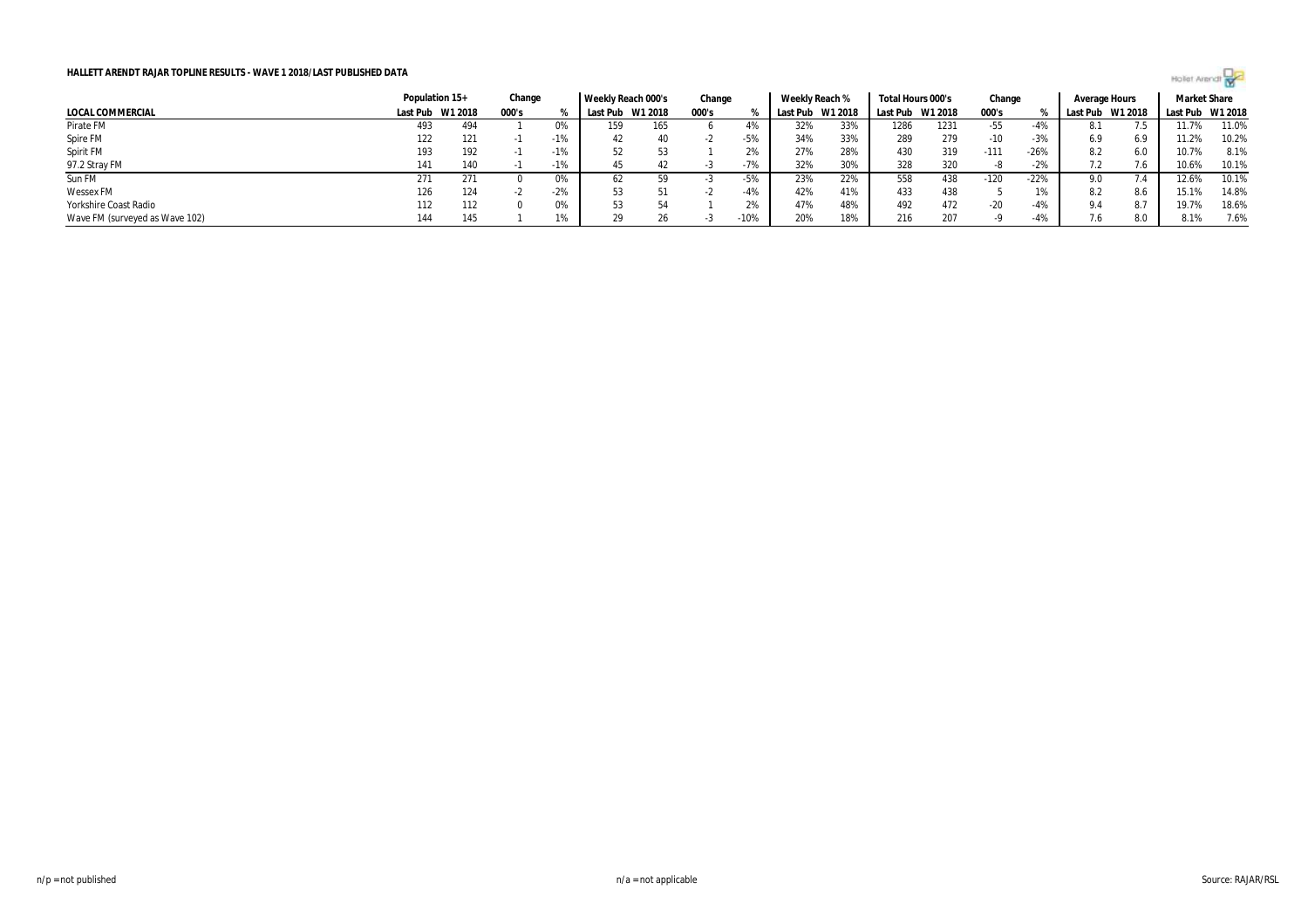**HALLETT ARENDT RAJAR TOPLINE RESULTS - WAVE 1 2018/LAST PUBLISHED DATA**

| | Population 15+ | | Change | | Weekly Reach 000's | | Change | | Weekly Reach % | | Total Hours 000's | | Change | | Average Hours | | Market Share | |
|---|---|---|---|---|---|---|---|---|---|---|---|---|---|---|---|---|---|---|
| LOCAL COMMERCIAL | Last Pub | W1 2018 | 000's | % | Last Pub | W1 2018 | 000's | % | Last Pub | W1 2018 | Last Pub | W1 2018 | 000's | % | Last Pub | W1 2018 | Last Pub | W1 2018 |
| Pirate FM | 493 | 494 | 1 | 0% | 159 | 165 | 6 | 4% | 32% | 33% | 1286 | 1231 | -55 | -4% | 8.1 | 7.5 | 11.7% | 11.0% |
| Spire FM | 122 | 121 | -1 | -1% | 42 | 40 | -2 | -5% | 34% | 33% | 289 | 279 | -10 | -3% | 6.9 | 6.9 | 11.2% | 10.2% |
| Spirit FM | 193 | 192 | -1 | -1% | 52 | 53 | 1 | 2% | 27% | 28% | 430 | 319 | -111 | -26% | 8.2 | 6.0 | 10.7% | 8.1% |
| 97.2 Stray FM | 141 | 140 | -1 | -1% | 45 | 42 | -3 | -7% | 32% | 30% | 328 | 320 | -8 | -2% | 7.2 | 7.6 | 10.6% | 10.1% |
| Sun FM | 271 | 271 | 0 | 0% | 62 | 59 | -3 | -5% | 23% | 22% | 558 | 438 | -120 | -22% | 9.0 | 7.4 | 12.6% | 10.1% |
| Wessex FM | 126 | 124 | -2 | -2% | 53 | 51 | -2 | -4% | 42% | 41% | 433 | 438 | 5 | 1% | 8.2 | 8.6 | 15.1% | 14.8% |
| Yorkshire Coast Radio | 112 | 112 | 0 | 0% | 53 | 54 | 1 | 2% | 47% | 48% | 492 | 472 | -20 | -4% | 9.4 | 8.7 | 19.7% | 18.6% |
| Wave FM (surveyed as Wave 102) | 144 | 145 | 1 | 1% | 29 | 26 | -3 | -10% | 20% | 18% | 216 | 207 | -9 | -4% | 7.6 | 8.0 | 8.1% | 7.6% |

n/p = not published

n/a = not applicable

Source: RAJAR/RSL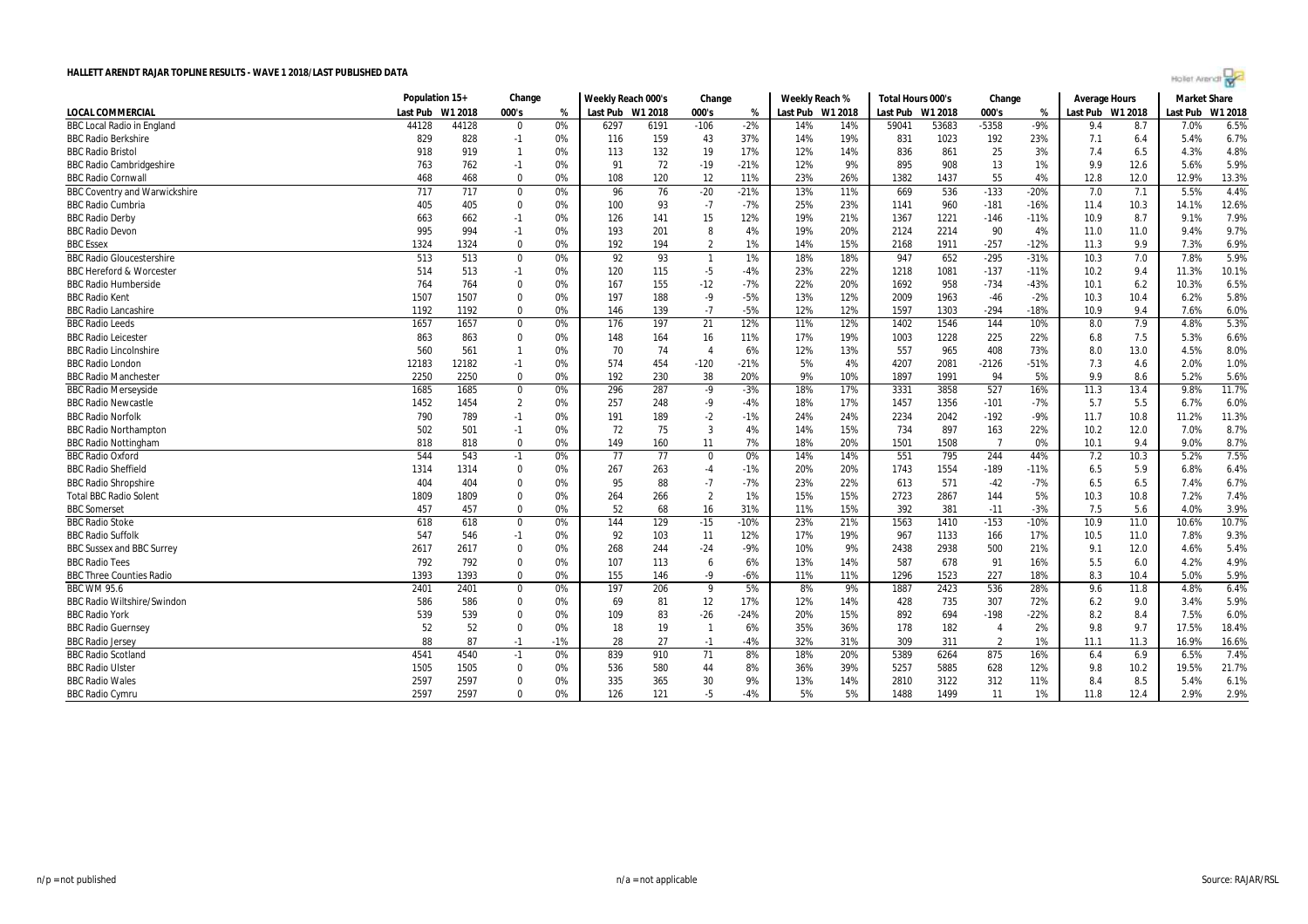# HALLETT ARENDT RAJAR TOPLINE RESULTS - WAVE 1 2018/LAST PUBLISHED DATA

| | Population 15+ | | Change | | Weekly Reach 000's | | Change | | Weekly Reach % | | Total Hours 000's | | Change | | Average Hours | | Market Share | |
|---|---|---|---|---|---|---|---|---|---|---|---|---|---|---|---|---|---|---|
| LOCAL COMMERCIAL | Last Pub | W1 2018 | 000's | % | Last Pub | W1 2018 | 000's | % | Last Pub | W1 2018 | Last Pub | W1 2018 | 000's | % | Last Pub | W1 2018 | Last Pub | W1 2018 |
| BBC Local Radio in England | 44128 | 44128 | 0 | 0% | 6297 | 6191 | -106 | -2% | 14% | 14% | 59041 | 53683 | -5358 | -9% | 9.4 | 8.7 | 7.0% | 6.5% |
| BBC Radio Berkshire | 829 | 828 | -1 | 0% | 116 | 159 | 43 | 37% | 14% | 19% | 831 | 1023 | 192 | 23% | 7.1 | 6.4 | 5.4% | 6.7% |
| BBC Radio Bristol | 918 | 919 | 1 | 0% | 113 | 132 | 19 | 17% | 12% | 14% | 836 | 861 | 25 | 3% | 7.4 | 6.5 | 4.3% | 4.8% |
| BBC Radio Cambridgeshire | 763 | 762 | -1 | 0% | 91 | 72 | -19 | -21% | 12% | 9% | 895 | 908 | 13 | 1% | 9.9 | 12.6 | 5.6% | 5.9% |
| BBC Radio Cornwall | 468 | 468 | 0 | 0% | 108 | 120 | 12 | 11% | 23% | 26% | 1382 | 1437 | 55 | 4% | 12.8 | 12.0 | 12.9% | 13.3% |
| BBC Coventry and Warwickshire | 717 | 717 | 0 | 0% | 96 | 76 | -20 | -21% | 13% | 11% | 669 | 536 | -133 | -20% | 7.0 | 7.1 | 5.5% | 4.4% |
| BBC Radio Cumbria | 405 | 405 | 0 | 0% | 100 | 93 | -7 | -7% | 25% | 23% | 1141 | 960 | -181 | -16% | 11.4 | 10.3 | 14.1% | 12.6% |
| BBC Radio Derby | 663 | 662 | -1 | 0% | 126 | 141 | 15 | 12% | 19% | 21% | 1367 | 1221 | -146 | -11% | 10.9 | 8.7 | 9.1% | 7.9% |
| BBC Radio Devon | 995 | 994 | -1 | 0% | 193 | 201 | 8 | 4% | 19% | 20% | 2124 | 2214 | 90 | 4% | 11.0 | 11.0 | 9.4% | 9.7% |
| BBC Essex | 1324 | 1324 | 0 | 0% | 192 | 194 | 2 | 1% | 14% | 15% | 2168 | 1911 | -257 | -12% | 11.3 | 9.9 | 7.3% | 6.9% |
| BBC Radio Gloucestershire | 513 | 513 | 0 | 0% | 92 | 93 | 1 | 1% | 18% | 18% | 947 | 652 | -295 | -31% | 10.3 | 7.0 | 7.8% | 5.9% |
| BBC Hereford & Worcester | 514 | 513 | -1 | 0% | 120 | 115 | -5 | -4% | 23% | 22% | 1218 | 1081 | -137 | -11% | 10.2 | 9.4 | 11.3% | 10.1% |
| BBC Radio Humberside | 764 | 764 | 0 | 0% | 167 | 155 | -12 | -7% | 22% | 20% | 1692 | 958 | -734 | -43% | 10.1 | 6.2 | 10.3% | 6.5% |
| BBC Radio Kent | 1507 | 1507 | 0 | 0% | 197 | 188 | -9 | -5% | 13% | 12% | 2009 | 1963 | -46 | -2% | 10.3 | 10.4 | 6.2% | 5.8% |
| BBC Radio Lancashire | 1192 | 1192 | 0 | 0% | 146 | 139 | -7 | -5% | 12% | 12% | 1597 | 1303 | -294 | -18% | 10.9 | 9.4 | 7.6% | 6.0% |
| BBC Radio Leeds | 1657 | 1657 | 0 | 0% | 176 | 197 | 21 | 12% | 11% | 12% | 1402 | 1546 | 144 | 10% | 8.0 | 7.9 | 4.8% | 5.3% |
| BBC Radio Leicester | 863 | 863 | 0 | 0% | 148 | 164 | 16 | 11% | 17% | 19% | 1003 | 1228 | 225 | 22% | 6.8 | 7.5 | 5.3% | 6.6% |
| BBC Radio Lincolnshire | 560 | 561 | 1 | 0% | 70 | 74 | 4 | 6% | 12% | 13% | 557 | 965 | 408 | 73% | 8.0 | 13.0 | 4.5% | 8.0% |
| BBC Radio London | 12183 | 12182 | -1 | 0% | 574 | 454 | -120 | -21% | 5% | 4% | 4207 | 2081 | -2126 | -51% | 7.3 | 4.6 | 2.0% | 1.0% |
| BBC Radio Manchester | 2250 | 2250 | 0 | 0% | 192 | 230 | 38 | 20% | 9% | 10% | 1897 | 1991 | 94 | 5% | 9.9 | 8.6 | 5.2% | 5.6% |
| BBC Radio Merseyside | 1685 | 1685 | 0 | 0% | 296 | 287 | -9 | -3% | 18% | 17% | 3331 | 3858 | 527 | 16% | 11.3 | 13.4 | 9.8% | 11.7% |
| BBC Radio Newcastle | 1452 | 1454 | 2 | 0% | 257 | 248 | -9 | -4% | 18% | 17% | 1457 | 1356 | -101 | -7% | 5.7 | 5.5 | 6.7% | 6.0% |
| BBC Radio Norfolk | 790 | 789 | -1 | 0% | 191 | 189 | -2 | -1% | 24% | 24% | 2234 | 2042 | -192 | -9% | 11.7 | 10.8 | 11.2% | 11.3% |
| BBC Radio Northampton | 502 | 501 | -1 | 0% | 72 | 75 | 3 | 4% | 14% | 15% | 734 | 897 | 163 | 22% | 10.2 | 12.0 | 7.0% | 8.7% |
| BBC Radio Nottingham | 818 | 818 | 0 | 0% | 149 | 160 | 11 | 7% | 18% | 20% | 1501 | 1508 | 7 | 0% | 10.1 | 9.4 | 9.0% | 8.7% |
| BBC Radio Oxford | 544 | 543 | -1 | 0% | 77 | 77 | 0 | 0% | 14% | 14% | 551 | 795 | 244 | 44% | 7.2 | 10.3 | 5.2% | 7.5% |
| BBC Radio Sheffield | 1314 | 1314 | 0 | 0% | 267 | 263 | -4 | -1% | 20% | 20% | 1743 | 1554 | -189 | -11% | 6.5 | 5.9 | 6.8% | 6.4% |
| BBC Radio Shropshire | 404 | 404 | 0 | 0% | 95 | 88 | -7 | -7% | 23% | 22% | 613 | 571 | -42 | -7% | 6.5 | 6.5 | 7.4% | 6.7% |
| Total BBC Radio Solent | 1809 | 1809 | 0 | 0% | 264 | 266 | 2 | 1% | 15% | 15% | 2723 | 2867 | 144 | 5% | 10.3 | 10.8 | 7.2% | 7.4% |
| BBC Somerset | 457 | 457 | 0 | 0% | 52 | 68 | 16 | 31% | 11% | 15% | 392 | 381 | -11 | -3% | 7.5 | 5.6 | 4.0% | 3.9% |
| BBC Radio Stoke | 618 | 618 | 0 | 0% | 144 | 129 | -15 | -10% | 23% | 21% | 1563 | 1410 | -153 | -10% | 10.9 | 11.0 | 10.6% | 10.7% |
| BBC Radio Suffolk | 547 | 546 | -1 | 0% | 92 | 103 | 11 | 12% | 17% | 19% | 967 | 1133 | 166 | 17% | 10.5 | 11.0 | 7.8% | 9.3% |
| BBC Sussex and BBC Surrey | 2617 | 2617 | 0 | 0% | 268 | 244 | -24 | -9% | 10% | 9% | 2438 | 2938 | 500 | 21% | 9.1 | 12.0 | 4.6% | 5.4% |
| BBC Radio Tees | 792 | 792 | 0 | 0% | 107 | 113 | 6 | 6% | 13% | 14% | 587 | 678 | 91 | 16% | 5.5 | 6.0 | 4.2% | 4.9% |
| BBC Three Counties Radio | 1393 | 1393 | 0 | 0% | 155 | 146 | -9 | -6% | 11% | 11% | 1296 | 1523 | 227 | 18% | 8.3 | 10.4 | 5.0% | 5.9% |
| BBC WM 95.6 | 2401 | 2401 | 0 | 0% | 197 | 206 | 9 | 5% | 8% | 9% | 1887 | 2423 | 536 | 28% | 9.6 | 11.8 | 4.8% | 6.4% |
| BBC Radio Wiltshire/Swindon | 586 | 586 | 0 | 0% | 69 | 81 | 12 | 17% | 12% | 14% | 428 | 735 | 307 | 72% | 6.2 | 9.0 | 3.4% | 5.9% |
| BBC Radio York | 539 | 539 | 0 | 0% | 109 | 83 | -26 | -24% | 20% | 15% | 892 | 694 | -198 | -22% | 8.2 | 8.4 | 7.5% | 6.0% |
| BBC Radio Guernsey | 52 | 52 | 0 | 0% | 18 | 19 | 1 | 6% | 35% | 36% | 178 | 182 | 4 | 2% | 9.8 | 9.7 | 17.5% | 18.4% |
| BBC Radio Jersey | 88 | 87 | -1 | -1% | 28 | 27 | -1 | -4% | 32% | 31% | 309 | 311 | 2 | 1% | 11.1 | 11.3 | 16.9% | 16.6% |
| BBC Radio Scotland | 4541 | 4540 | -1 | 0% | 839 | 910 | 71 | 8% | 18% | 20% | 5389 | 6264 | 875 | 16% | 6.4 | 6.9 | 6.5% | 7.4% |
| BBC Radio Ulster | 1505 | 1505 | 0 | 0% | 536 | 580 | 44 | 8% | 36% | 39% | 5257 | 5885 | 628 | 12% | 9.8 | 10.2 | 19.5% | 21.7% |
| BBC Radio Wales | 2597 | 2597 | 0 | 0% | 335 | 365 | 30 | 9% | 13% | 14% | 2810 | 3122 | 312 | 11% | 8.4 | 8.5 | 5.4% | 6.1% |
| BBC Radio Cymru | 2597 | 2597 | 0 | 0% | 126 | 121 | -5 | -4% | 5% | 5% | 1488 | 1499 | 11 | 1% | 11.8 | 12.4 | 2.9% | 2.9% |

n/p = not published n/a = not applicable Source: RAJAR/RSL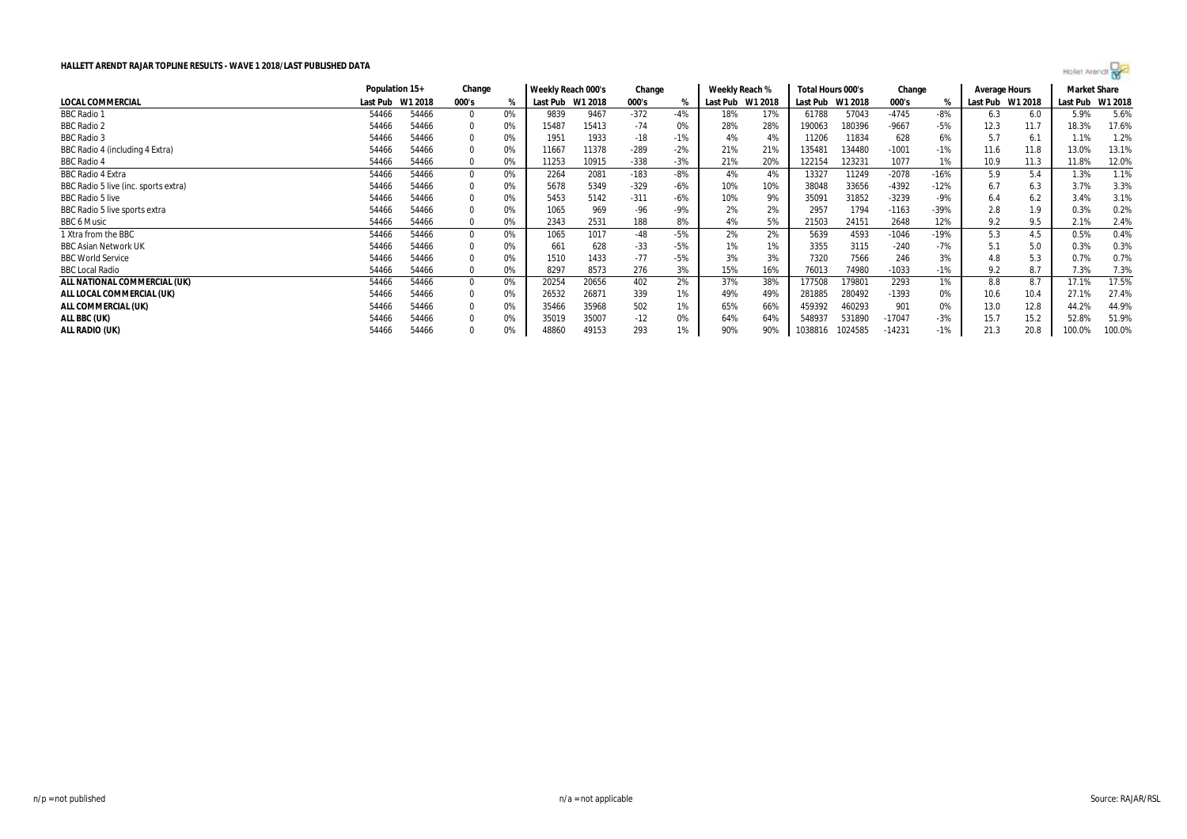**HALLETT ARENDT RAJAR TOPLINE RESULTS - WAVE 1 2018/LAST PUBLISHED DATA**

| | Population 15+ | | Change | | Weekly Reach 000's | | Change | | Weekly Reach % | | Total Hours 000's | | Change | | Average Hours | | Market Share | |
|---|---|---|---|---|---|---|---|---|---|---|---|---|---|---|---|---|---|---|
| LOCAL COMMERCIAL | Last Pub | W1 2018 | 000's | % | Last Pub | W1 2018 | 000's | % | Last Pub | W1 2018 | Last Pub | W1 2018 | 000's | % | Last Pub | W1 2018 | Last Pub | W1 2018 |
| BBC Radio 1 | 54466 | 54466 | 0 | 0% | 9839 | 9467 | -372 | -4% | 18% | 17% | 61788 | 57043 | -4745 | -8% | 6.3 | 6.0 | 5.9% | 5.6% |
| BBC Radio 2 | 54466 | 54466 | 0 | 0% | 15487 | 15413 | -74 | 0% | 28% | 28% | 190063 | 180396 | -9667 | -5% | 12.3 | 11.7 | 18.3% | 17.6% |
| BBC Radio 3 | 54466 | 54466 | 0 | 0% | 1951 | 1933 | -18 | -1% | 4% | 4% | 11206 | 11834 | 628 | 6% | 5.7 | 6.1 | 1.1% | 1.2% |
| BBC Radio 4 (including 4 Extra) | 54466 | 54466 | 0 | 0% | 11667 | 11378 | -289 | -2% | 21% | 21% | 135481 | 134480 | -1001 | -1% | 11.6 | 11.8 | 13.0% | 13.1% |
| BBC Radio 4 | 54466 | 54466 | 0 | 0% | 11253 | 10915 | -338 | -3% | 21% | 20% | 122154 | 123231 | 1077 | 1% | 10.9 | 11.3 | 11.8% | 12.0% |
| BBC Radio 4 Extra | 54466 | 54466 | 0 | 0% | 2264 | 2081 | -183 | -8% | 4% | 4% | 13327 | 11249 | -2078 | -16% | 5.9 | 5.4 | 1.3% | 1.1% |
| BBC Radio 5 live (inc. sports extra) | 54466 | 54466 | 0 | 0% | 5678 | 5349 | -329 | -6% | 10% | 10% | 38048 | 33656 | -4392 | -12% | 6.7 | 6.3 | 3.7% | 3.3% |
| BBC Radio 5 live | 54466 | 54466 | 0 | 0% | 5453 | 5142 | -311 | -6% | 10% | 9% | 35091 | 31852 | -3239 | -9% | 6.4 | 6.2 | 3.4% | 3.1% |
| BBC Radio 5 live sports extra | 54466 | 54466 | 0 | 0% | 1065 | 969 | -96 | -9% | 2% | 2% | 2957 | 1794 | -1163 | -39% | 2.8 | 1.9 | 0.3% | 0.2% |
| BBC 6 Music | 54466 | 54466 | 0 | 0% | 2343 | 2531 | 188 | 8% | 4% | 5% | 21503 | 24151 | 2648 | 12% | 9.2 | 9.5 | 2.1% | 2.4% |
| 1 Xtra from the BBC | 54466 | 54466 | 0 | 0% | 1065 | 1017 | -48 | -5% | 2% | 2% | 5639 | 4593 | -1046 | -19% | 5.3 | 4.5 | 0.5% | 0.4% |
| BBC Asian Network UK | 54466 | 54466 | 0 | 0% | 661 | 628 | -33 | -5% | 1% | 1% | 3355 | 3115 | -240 | -7% | 5.1 | 5.0 | 0.3% | 0.3% |
| BBC World Service | 54466 | 54466 | 0 | 0% | 1510 | 1433 | -77 | -5% | 3% | 3% | 7320 | 7566 | 246 | 3% | 4.8 | 5.3 | 0.7% | 0.7% |
| BBC Local Radio | 54466 | 54466 | 0 | 0% | 8297 | 8573 | 276 | 3% | 15% | 16% | 76013 | 74980 | -1033 | -1% | 9.2 | 8.7 | 7.3% | 7.3% |
| **ALL NATIONAL COMMERCIAL (UK)** | 54466 | 54466 | 0 | 0% | 20254 | 20656 | 402 | 2% | 37% | 38% | 177508 | 179801 | 2293 | 1% | 8.8 | 8.7 | 17.1% | 17.5% |
| **ALL LOCAL COMMERCIAL (UK)** | 54466 | 54466 | 0 | 0% | 26532 | 26871 | 339 | 1% | 49% | 49% | 281885 | 280492 | -1393 | 0% | 10.6 | 10.4 | 27.1% | 27.4% |
| **ALL COMMERCIAL (UK)** | 54466 | 54466 | 0 | 0% | 35466 | 35968 | 502 | 1% | 65% | 66% | 459392 | 460293 | 901 | 0% | 13.0 | 12.8 | 44.2% | 44.9% |
| **ALL BBC (UK)** | 54466 | 54466 | 0 | 0% | 35019 | 35007 | -12 | 0% | 64% | 64% | 548937 | 531890 | -17047 | -3% | 15.7 | 15.2 | 52.8% | 51.9% |
| **ALL RADIO (UK)** | 54466 | 54466 | 0 | 0% | 48860 | 49153 | 293 | 1% | 90% | 90% | 1038816 | 1024585 | -14231 | -1% | 21.3 | 20.8 | 100.0% | 100.0% |

n/p = not published

n/a = not applicable

Source: RAJAR/RSL